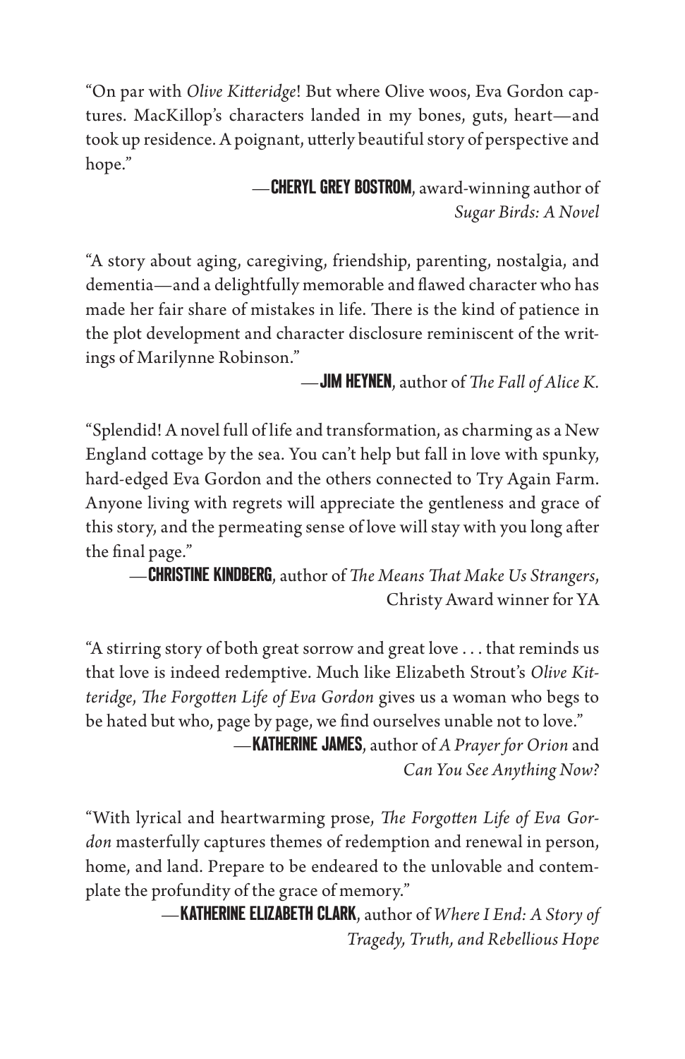"On par with *Olive Kitteridge*! But where Olive woos, Eva Gordon captures. MacKillop's characters landed in my bones, guts, heart—and took up residence. A poignant, utterly beautiful story of perspective and hope."

—**CHERYL GREY BOSTROM**, award-winning author of *Sugar Birds: A Novel*

"A story about aging, caregiving, friendship, parenting, nostalgia, and dementia—and a delightfully memorable and flawed character who has made her fair share of mistakes in life. There is the kind of patience in the plot development and character disclosure reminiscent of the writings of Marilynne Robinson."

—**JIM HEYNEN**, author of *The Fall of Alice K.*

"Splendid! A novel full of life and transformation, as charming as a New England cottage by the sea. You can't help but fall in love with spunky, hard-edged Eva Gordon and the others connected to Try Again Farm. Anyone living with regrets will appreciate the gentleness and grace of this story, and the permeating sense of love will stay with you long after the final page."

—**CHRISTINE KINDBERG**, author of *The Means That Make Us Strangers*, Christy Award winner for YA

"A stirring story of both great sorrow and great love . . . that reminds us that love is indeed redemptive. Much like Elizabeth Strout's *Olive Kitteridge*, *The Forgotten Life of Eva Gordon* gives us a woman who begs to be hated but who, page by page, we find ourselves unable not to love."

—**KATHERINE JAMES**, author of *A Prayer for Orion* and *Can You See Anything Now?*

"With lyrical and heartwarming prose, *The Forgotten Life of Eva Gordon* masterfully captures themes of redemption and renewal in person, home, and land. Prepare to be endeared to the unlovable and contemplate the profundity of the grace of memory."

—**KATHERINE ELIZABETH CLARK**, author of *Where I End: A Story of Tragedy, Truth, and Rebellious Hope*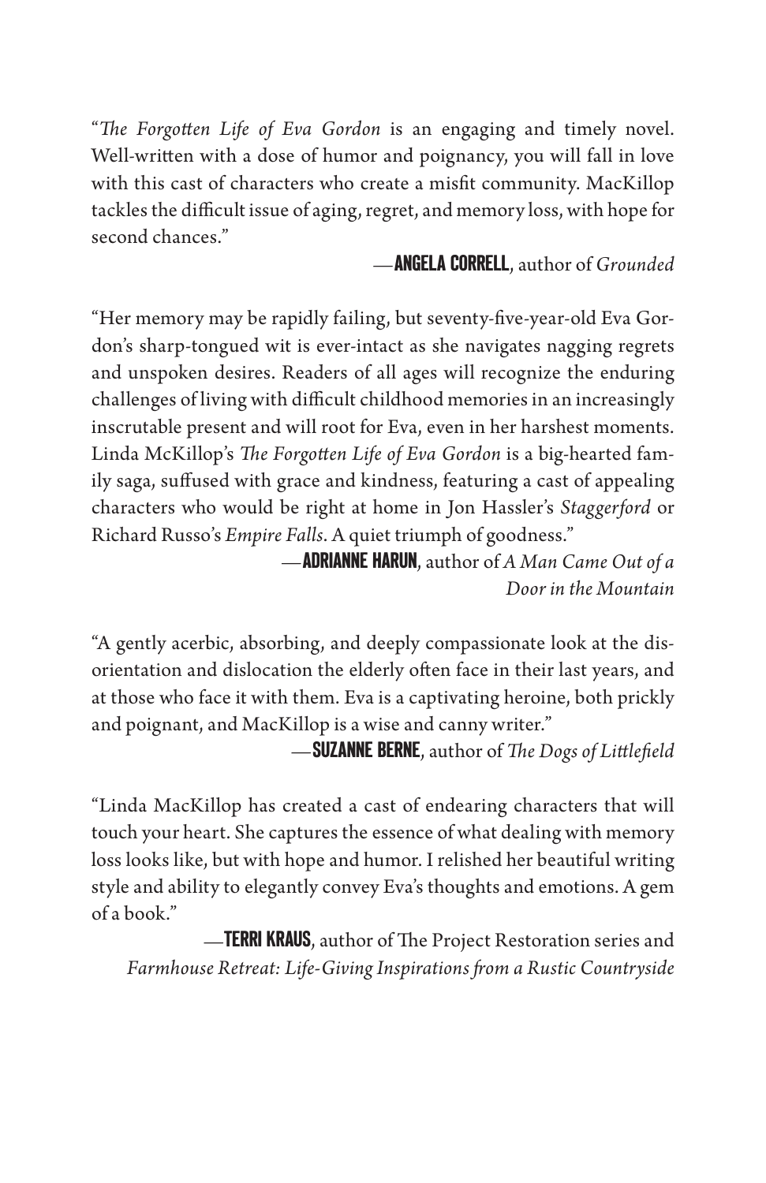"*The Forgotten Life of Eva Gordon* is an engaging and timely novel. Well-written with a dose of humor and poignancy, you will fall in love with this cast of characters who create a misfit community. MacKillop tackles the difficult issue of aging, regret, and memory loss, with hope for second chances."

—**ANGELA CORRELL**, author of *Grounded*

"Her memory may be rapidly failing, but seventy-five-year-old Eva Gordon's sharp-tongued wit is ever-intact as she navigates nagging regrets and unspoken desires. Readers of all ages will recognize the enduring challenges of living with difficult childhood memories in an increasingly inscrutable present and will root for Eva, even in her harshest moments. Linda McKillop's *The Forgotten Life of Eva Gordon* is a big-hearted family saga, suffused with grace and kindness, featuring a cast of appealing characters who would be right at home in Jon Hassler's *Staggerford* or Richard Russo's *Empire Falls*. A quiet triumph of goodness."

—**ADRIANNE HARUN**, author of *A Man Came Out of a Door in the Mountain*

"A gently acerbic, absorbing, and deeply compassionate look at the disorientation and dislocation the elderly often face in their last years, and at those who face it with them. Eva is a captivating heroine, both prickly and poignant, and MacKillop is a wise and canny writer."

—**SUZANNE BERNE**, author of *The Dogs of Littlefield*

"Linda MacKillop has created a cast of endearing characters that will touch your heart. She captures the essence of what dealing with memory loss looks like, but with hope and humor. I relished her beautiful writing style and ability to elegantly convey Eva's thoughts and emotions. A gem of a book."

—**TERRI KRAUS**, author of The Project Restoration series and *Farmhouse Retreat: Life-Giving Inspirations from a Rustic Countryside*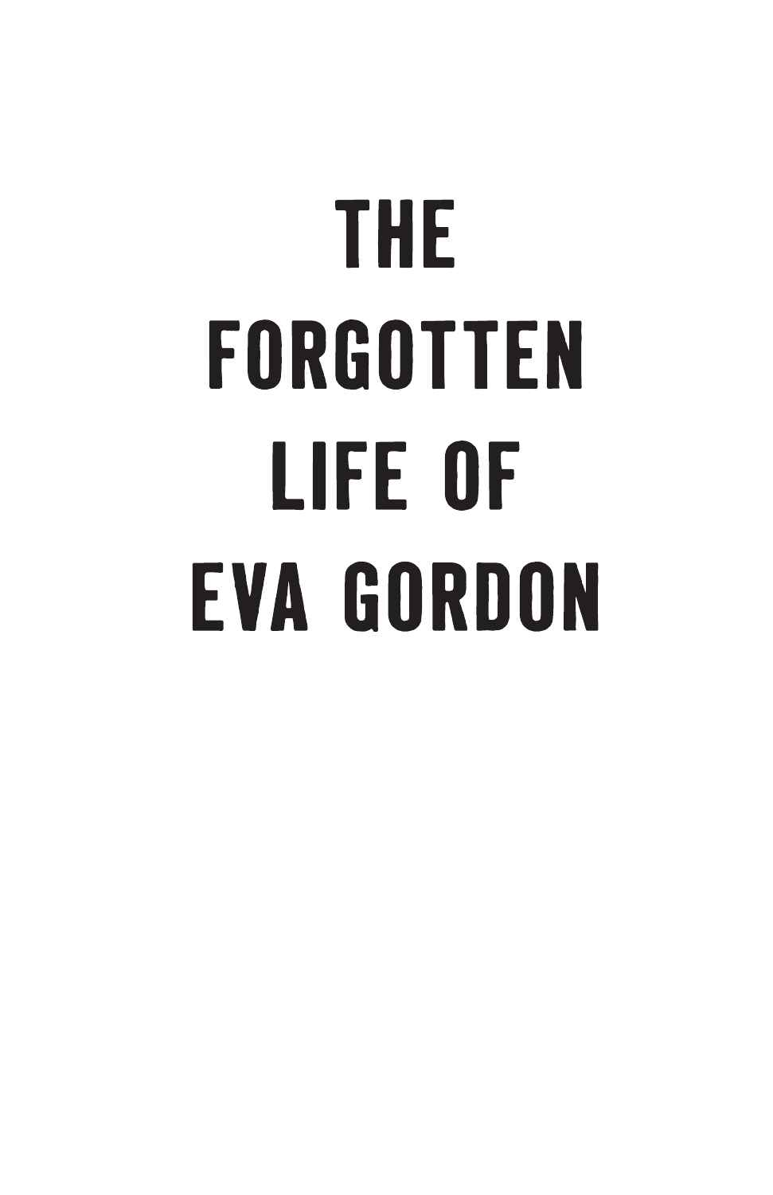# THE FORGOTTEN LIFE OF EVA GORDON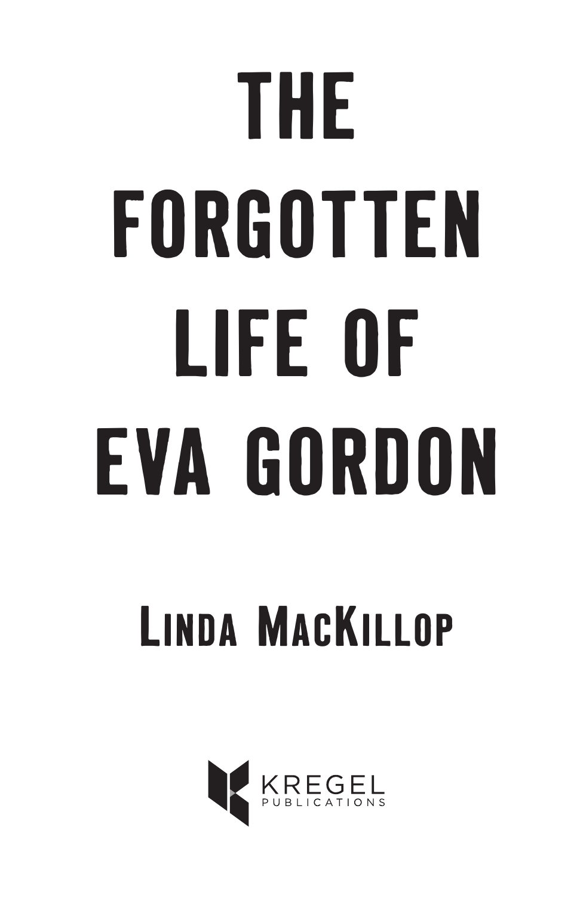# THE FORGOTTEN LIFE OF EVA GORDON

## Linda MacKillop

KREGEL PUBLICATIONS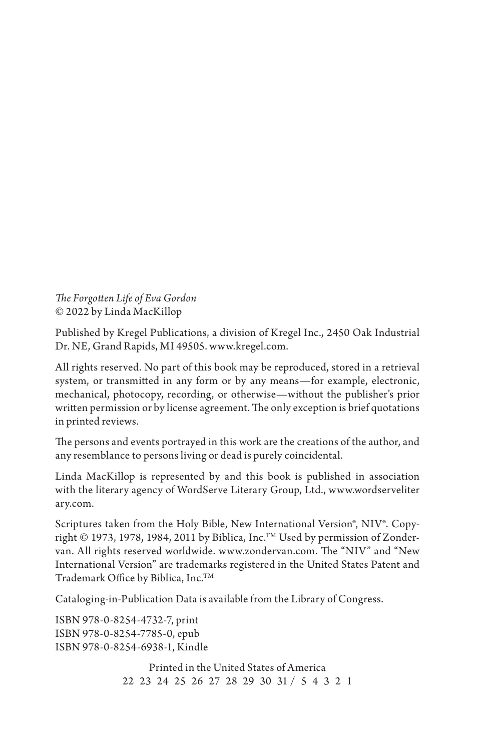*The Forgotten Life of Eva Gordon*
© 2022 by Linda MacKillop

Published by Kregel Publications, a division of Kregel Inc., 2450 Oak Industrial Dr. NE, Grand Rapids, MI 49505. www.kregel.com.

All rights reserved. No part of this book may be reproduced, stored in a retrieval system, or transmitted in any form or by any means—for example, electronic, mechanical, photocopy, recording, or otherwise—without the publisher's prior written permission or by license agreement. The only exception is brief quotations in printed reviews.

The persons and events portrayed in this work are the creations of the author, and any resemblance to persons living or dead is purely coincidental.

Linda MacKillop is represented by and this book is published in association with the literary agency of WordServe Literary Group, Ltd., www.wordserveliterary.com.

Scriptures taken from the Holy Bible, New International Version®, NIV®. Copyright © 1973, 1978, 1984, 2011 by Biblica, Inc.™ Used by permission of Zondervan. All rights reserved worldwide. www.zondervan.com. The "NIV" and "New International Version" are trademarks registered in the United States Patent and Trademark Office by Biblica, Inc.™

Cataloging-in-Publication Data is available from the Library of Congress.

ISBN 978-0-8254-4732-7, print
ISBN 978-0-8254-7785-0, epub
ISBN 978-0-8254-6938-1, Kindle

Printed in the United States of America
22 23 24 25 26 27 28 29 30 31 / 5 4 3 2 1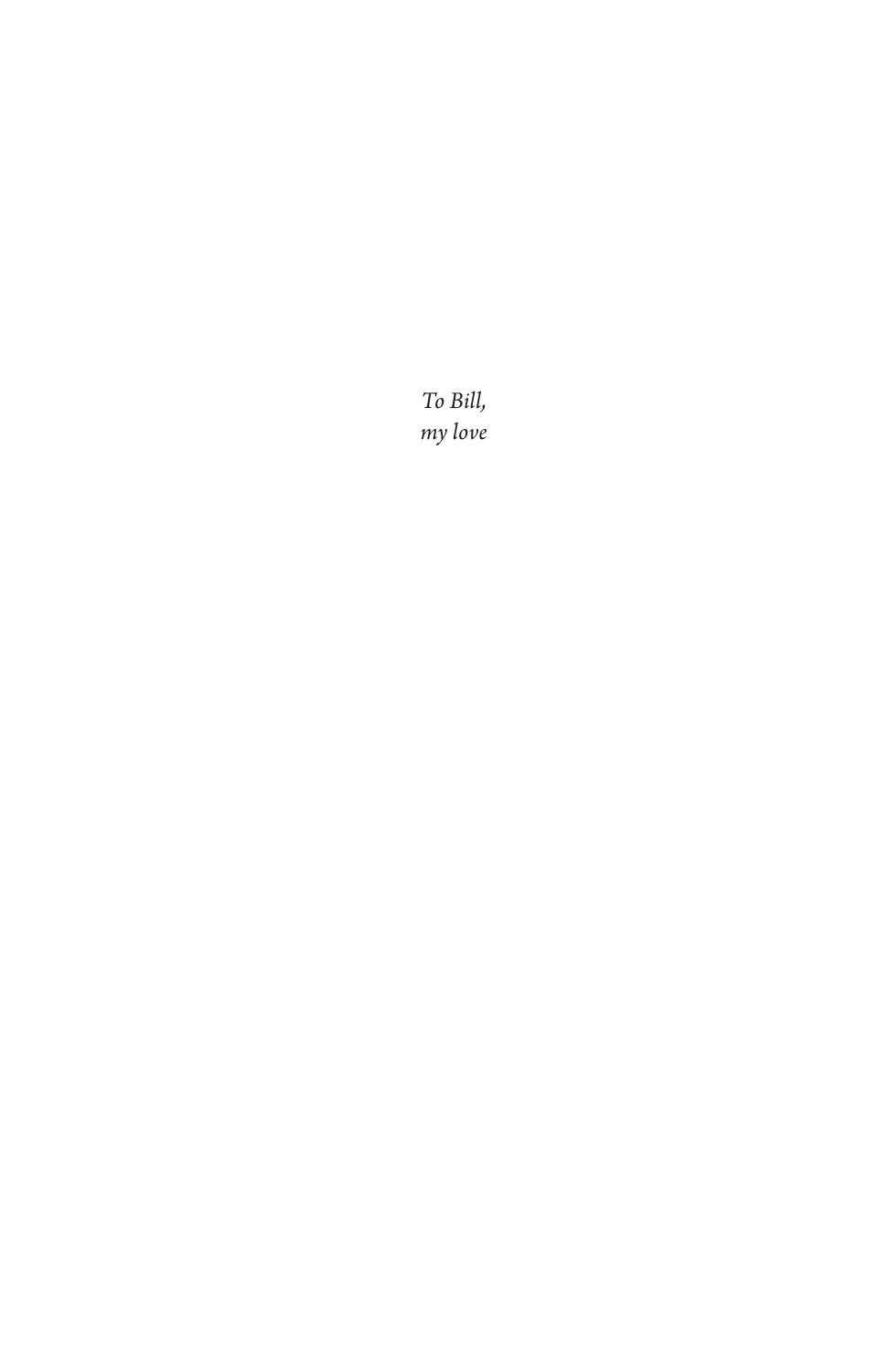*To Bill,*
*my love*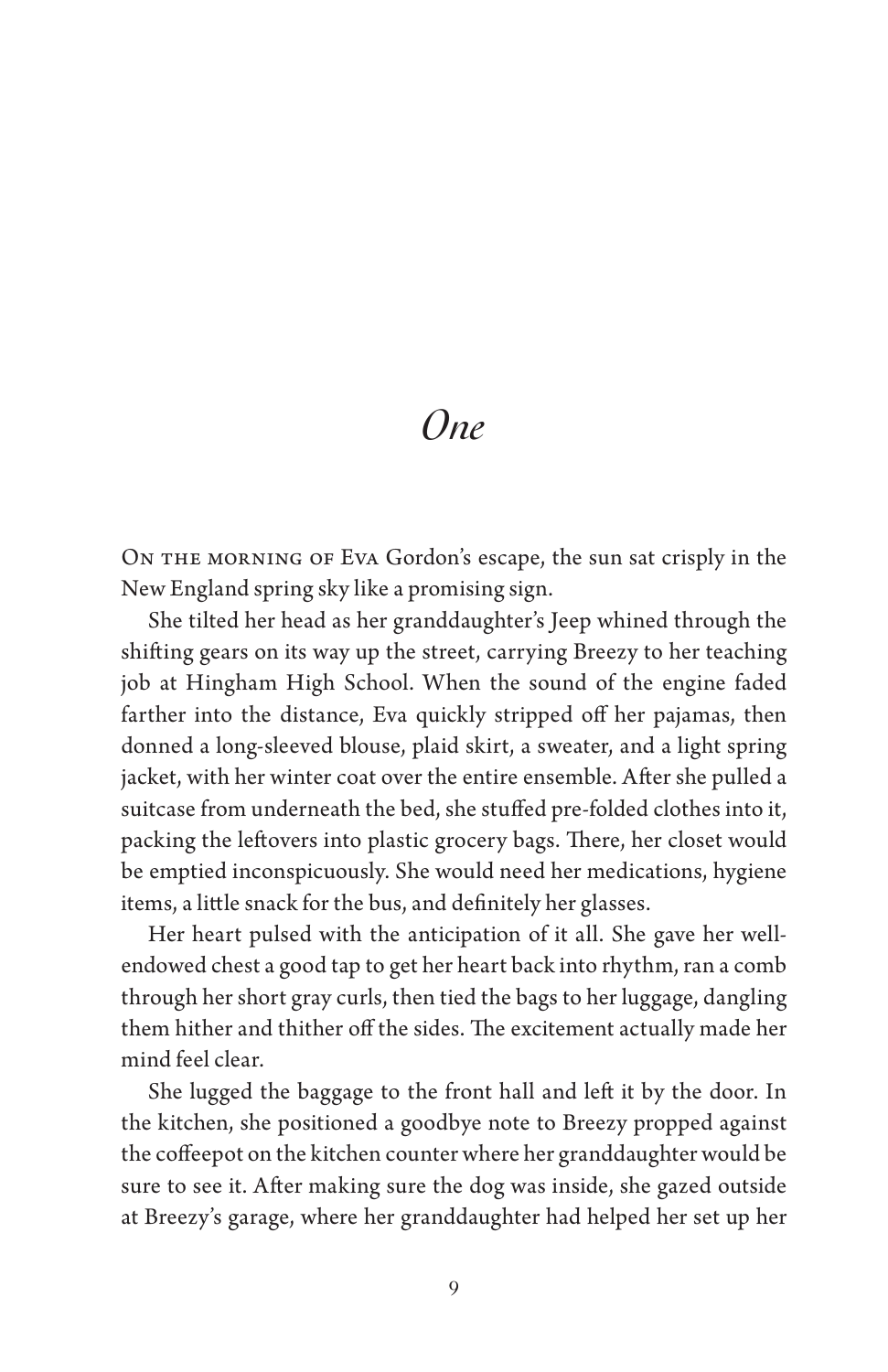# *One*

On the morning of Eva Gordon's escape, the sun sat crisply in the New England spring sky like a promising sign.

She tilted her head as her granddaughter's Jeep whined through the shifting gears on its way up the street, carrying Breezy to her teaching job at Hingham High School. When the sound of the engine faded farther into the distance, Eva quickly stripped off her pajamas, then donned a long-sleeved blouse, plaid skirt, a sweater, and a light spring jacket, with her winter coat over the entire ensemble. After she pulled a suitcase from underneath the bed, she stuffed pre-folded clothes into it, packing the leftovers into plastic grocery bags. There, her closet would be emptied inconspicuously. She would need her medications, hygiene items, a little snack for the bus, and definitely her glasses.

Her heart pulsed with the anticipation of it all. She gave her well-endowed chest a good tap to get her heart back into rhythm, ran a comb through her short gray curls, then tied the bags to her luggage, dangling them hither and thither off the sides. The excitement actually made her mind feel clear.

She lugged the baggage to the front hall and left it by the door. In the kitchen, she positioned a goodbye note to Breezy propped against the coffeepot on the kitchen counter where her granddaughter would be sure to see it. After making sure the dog was inside, she gazed outside at Breezy's garage, where her granddaughter had helped her set up her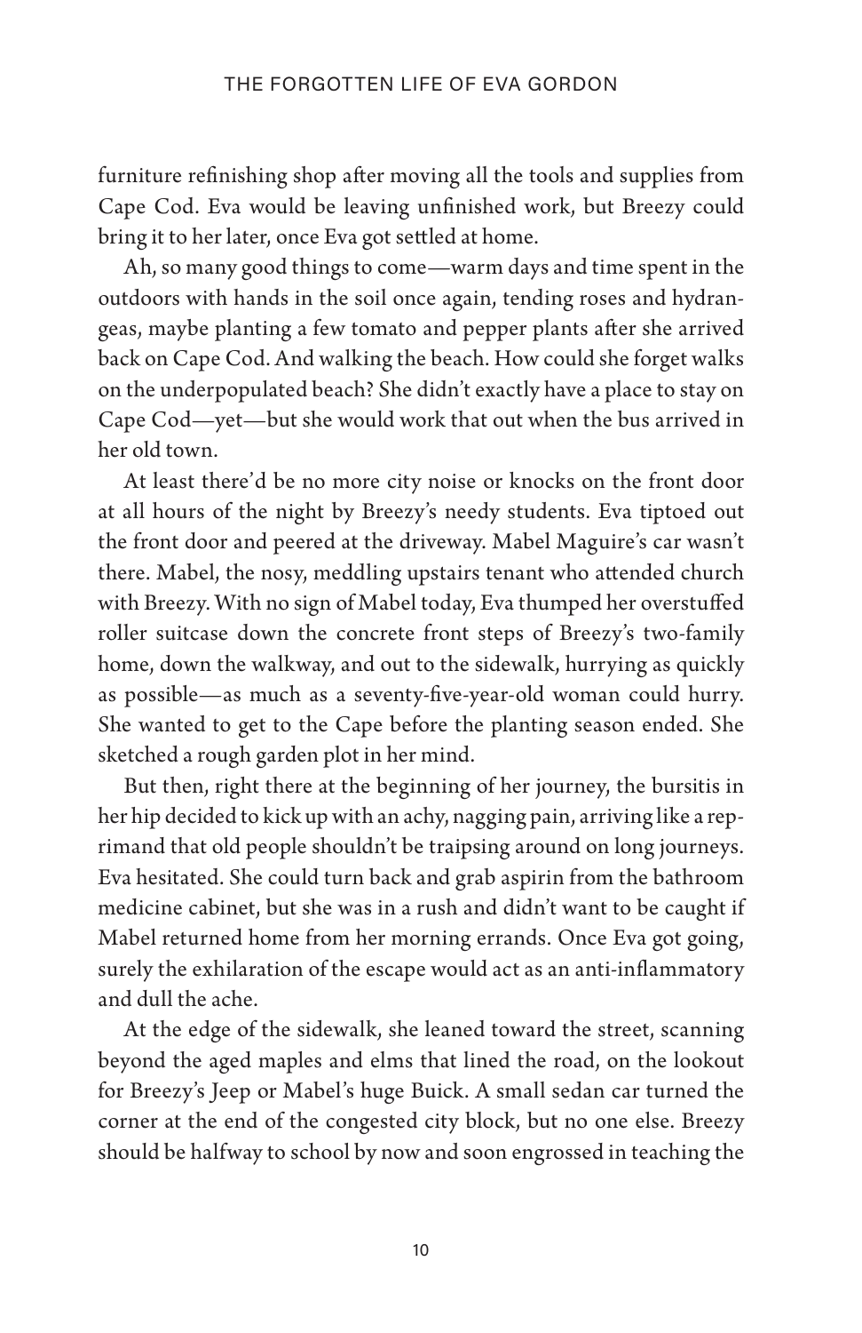furniture refinishing shop after moving all the tools and supplies from Cape Cod. Eva would be leaving unfinished work, but Breezy could bring it to her later, once Eva got settled at home.

Ah, so many good things to come—warm days and time spent in the outdoors with hands in the soil once again, tending roses and hydrangeas, maybe planting a few tomato and pepper plants after she arrived back on Cape Cod. And walking the beach. How could she forget walks on the underpopulated beach? She didn't exactly have a place to stay on Cape Cod—yet—but she would work that out when the bus arrived in her old town.

At least there'd be no more city noise or knocks on the front door at all hours of the night by Breezy's needy students. Eva tiptoed out the front door and peered at the driveway. Mabel Maguire's car wasn't there. Mabel, the nosy, meddling upstairs tenant who attended church with Breezy. With no sign of Mabel today, Eva thumped her overstuffed roller suitcase down the concrete front steps of Breezy's two-family home, down the walkway, and out to the sidewalk, hurrying as quickly as possible—as much as a seventy-five-year-old woman could hurry. She wanted to get to the Cape before the planting season ended. She sketched a rough garden plot in her mind.

But then, right there at the beginning of her journey, the bursitis in her hip decided to kick up with an achy, nagging pain, arriving like a reprimand that old people shouldn't be traipsing around on long journeys. Eva hesitated. She could turn back and grab aspirin from the bathroom medicine cabinet, but she was in a rush and didn't want to be caught if Mabel returned home from her morning errands. Once Eva got going, surely the exhilaration of the escape would act as an anti-inflammatory and dull the ache.

At the edge of the sidewalk, she leaned toward the street, scanning beyond the aged maples and elms that lined the road, on the lookout for Breezy's Jeep or Mabel's huge Buick. A small sedan car turned the corner at the end of the congested city block, but no one else. Breezy should be halfway to school by now and soon engrossed in teaching the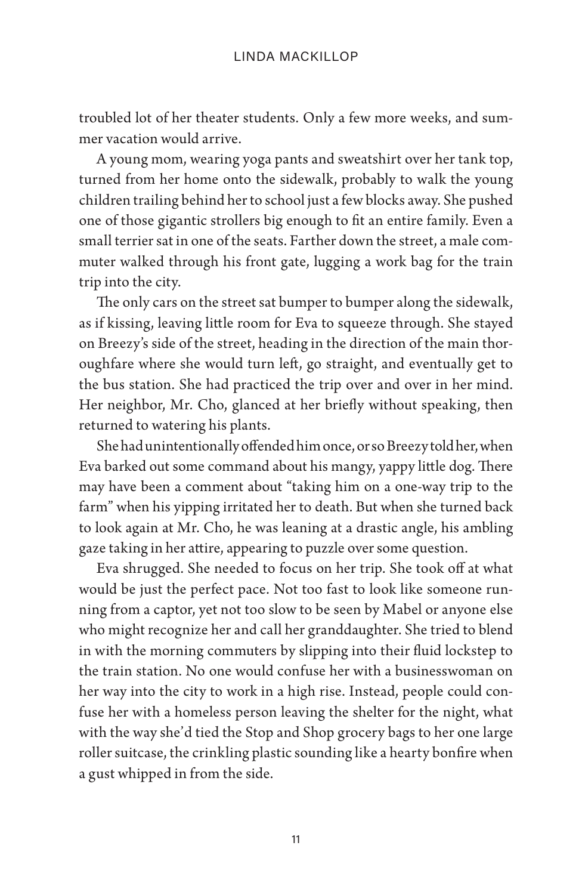troubled lot of her theater students. Only a few more weeks, and summer vacation would arrive.

A young mom, wearing yoga pants and sweatshirt over her tank top, turned from her home onto the sidewalk, probably to walk the young children trailing behind her to school just a few blocks away. She pushed one of those gigantic strollers big enough to fit an entire family. Even a small terrier sat in one of the seats. Farther down the street, a male commuter walked through his front gate, lugging a work bag for the train trip into the city.

The only cars on the street sat bumper to bumper along the sidewalk, as if kissing, leaving little room for Eva to squeeze through. She stayed on Breezy's side of the street, heading in the direction of the main thoroughfare where she would turn left, go straight, and eventually get to the bus station. She had practiced the trip over and over in her mind. Her neighbor, Mr. Cho, glanced at her briefly without speaking, then returned to watering his plants.

She had unintentionally offended him once, or so Breezy told her, when Eva barked out some command about his mangy, yappy little dog. There may have been a comment about "taking him on a one-way trip to the farm" when his yipping irritated her to death. But when she turned back to look again at Mr. Cho, he was leaning at a drastic angle, his ambling gaze taking in her attire, appearing to puzzle over some question.

Eva shrugged. She needed to focus on her trip. She took off at what would be just the perfect pace. Not too fast to look like someone running from a captor, yet not too slow to be seen by Mabel or anyone else who might recognize her and call her granddaughter. She tried to blend in with the morning commuters by slipping into their fluid lockstep to the train station. No one would confuse her with a businesswoman on her way into the city to work in a high rise. Instead, people could confuse her with a homeless person leaving the shelter for the night, what with the way she'd tied the Stop and Shop grocery bags to her one large roller suitcase, the crinkling plastic sounding like a hearty bonfire when a gust whipped in from the side.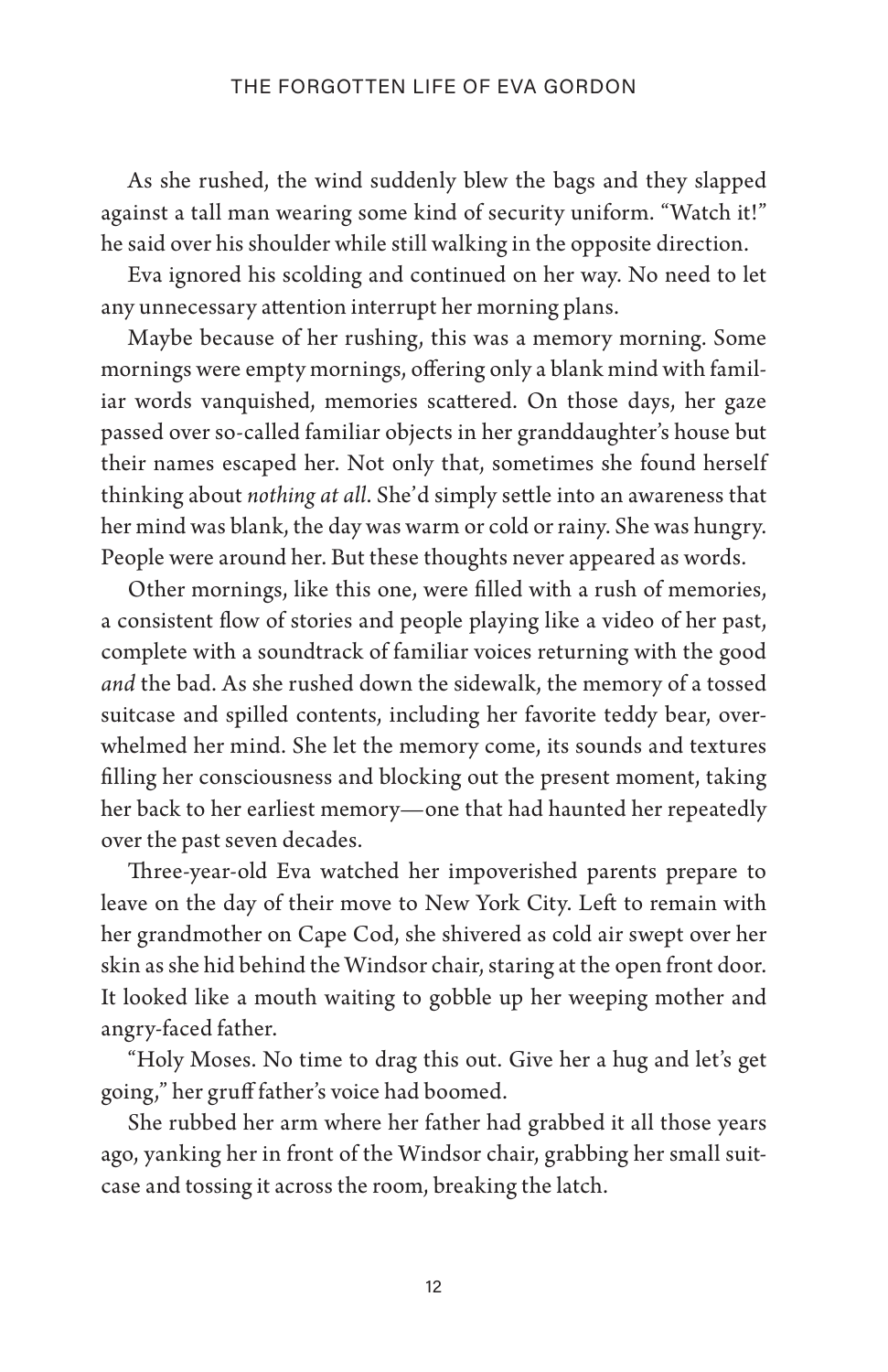As she rushed, the wind suddenly blew the bags and they slapped against a tall man wearing some kind of security uniform. "Watch it!" he said over his shoulder while still walking in the opposite direction.

Eva ignored his scolding and continued on her way. No need to let any unnecessary attention interrupt her morning plans.

Maybe because of her rushing, this was a memory morning. Some mornings were empty mornings, offering only a blank mind with familiar words vanquished, memories scattered. On those days, her gaze passed over so-called familiar objects in her granddaughter's house but their names escaped her. Not only that, sometimes she found herself thinking about *nothing at all*. She'd simply settle into an awareness that her mind was blank, the day was warm or cold or rainy. She was hungry. People were around her. But these thoughts never appeared as words.

Other mornings, like this one, were filled with a rush of memories, a consistent flow of stories and people playing like a video of her past, complete with a soundtrack of familiar voices returning with the good *and* the bad. As she rushed down the sidewalk, the memory of a tossed suitcase and spilled contents, including her favorite teddy bear, overwhelmed her mind. She let the memory come, its sounds and textures filling her consciousness and blocking out the present moment, taking her back to her earliest memory—one that had haunted her repeatedly over the past seven decades.

Three-year-old Eva watched her impoverished parents prepare to leave on the day of their move to New York City. Left to remain with her grandmother on Cape Cod, she shivered as cold air swept over her skin as she hid behind the Windsor chair, staring at the open front door. It looked like a mouth waiting to gobble up her weeping mother and angry-faced father.

"Holy Moses. No time to drag this out. Give her a hug and let's get going," her gruff father's voice had boomed.

She rubbed her arm where her father had grabbed it all those years ago, yanking her in front of the Windsor chair, grabbing her small suitcase and tossing it across the room, breaking the latch.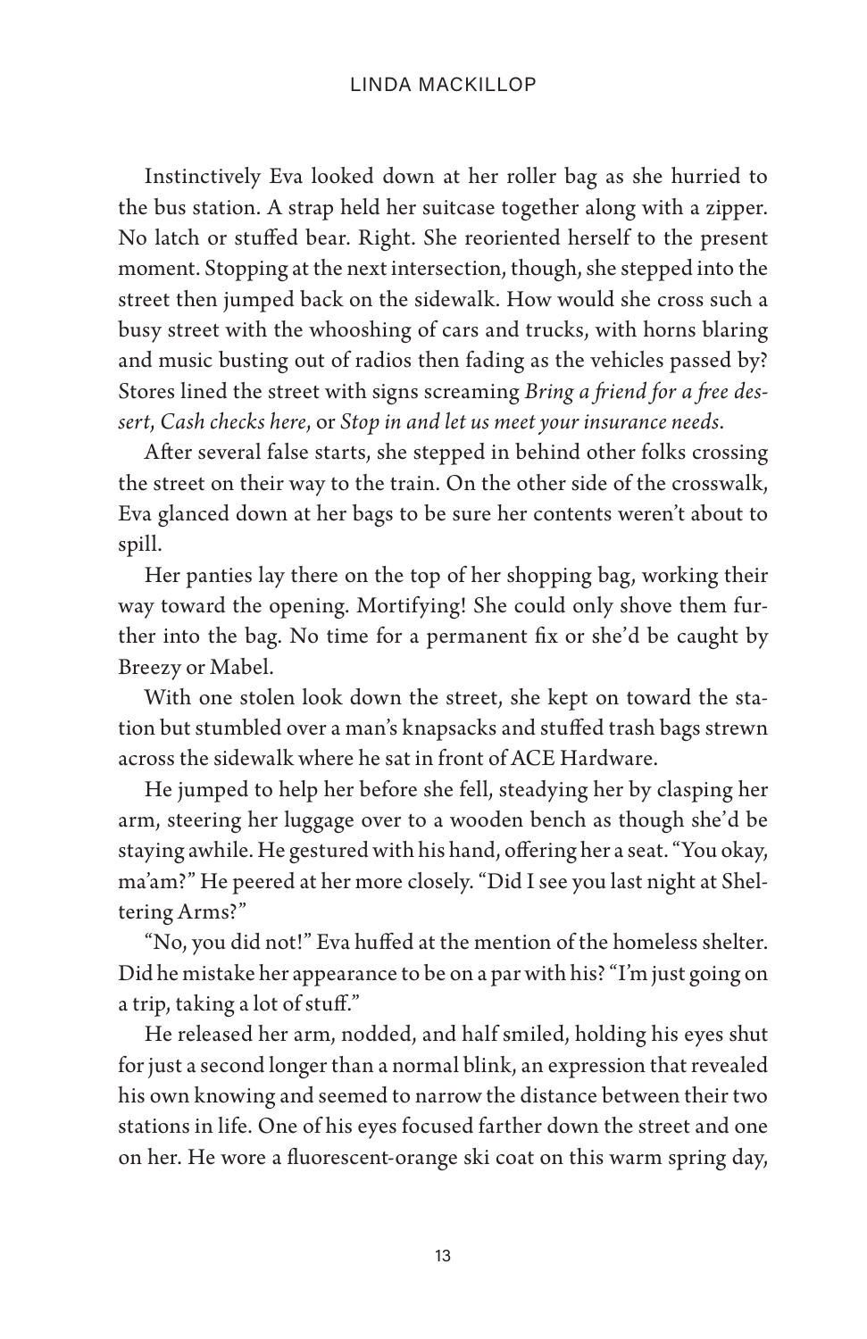Instinctively Eva looked down at her roller bag as she hurried to the bus station. A strap held her suitcase together along with a zipper. No latch or stuffed bear. Right. She reoriented herself to the present moment. Stopping at the next intersection, though, she stepped into the street then jumped back on the sidewalk. How would she cross such a busy street with the whooshing of cars and trucks, with horns blaring and music busting out of radios then fading as the vehicles passed by? Stores lined the street with signs screaming *Bring a friend for a free dessert*, *Cash checks here*, or *Stop in and let us meet your insurance needs*.

After several false starts, she stepped in behind other folks crossing the street on their way to the train. On the other side of the crosswalk, Eva glanced down at her bags to be sure her contents weren't about to spill.

Her panties lay there on the top of her shopping bag, working their way toward the opening. Mortifying! She could only shove them further into the bag. No time for a permanent fix or she'd be caught by Breezy or Mabel.

With one stolen look down the street, she kept on toward the station but stumbled over a man's knapsacks and stuffed trash bags strewn across the sidewalk where he sat in front of ACE Hardware.

He jumped to help her before she fell, steadying her by clasping her arm, steering her luggage over to a wooden bench as though she'd be staying awhile. He gestured with his hand, offering her a seat. "You okay, ma'am?" He peered at her more closely. "Did I see you last night at Sheltering Arms?"

"No, you did not!" Eva huffed at the mention of the homeless shelter. Did he mistake her appearance to be on a par with his? "I'm just going on a trip, taking a lot of stuff."

He released her arm, nodded, and half smiled, holding his eyes shut for just a second longer than a normal blink, an expression that revealed his own knowing and seemed to narrow the distance between their two stations in life. One of his eyes focused farther down the street and one on her. He wore a fluorescent-orange ski coat on this warm spring day,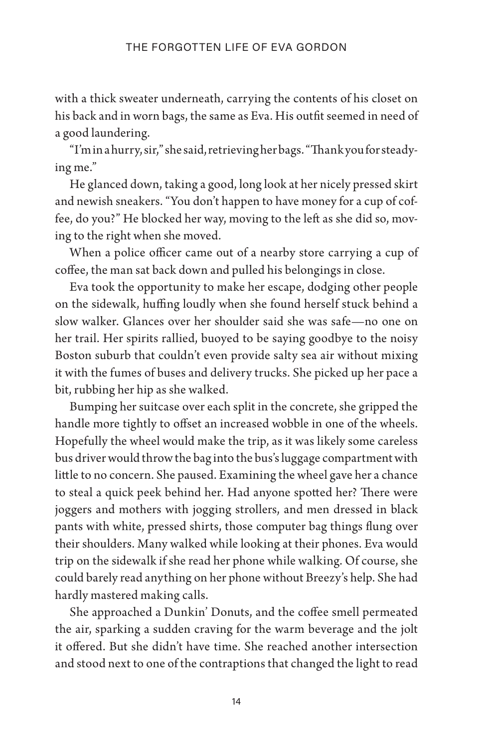with a thick sweater underneath, carrying the contents of his closet on his back and in worn bags, the same as Eva. His outfit seemed in need of a good laundering.

"I'm in a hurry, sir," she said, retrieving her bags. "Thank you for steadying me."

He glanced down, taking a good, long look at her nicely pressed skirt and newish sneakers. "You don't happen to have money for a cup of coffee, do you?" He blocked her way, moving to the left as she did so, moving to the right when she moved.

When a police officer came out of a nearby store carrying a cup of coffee, the man sat back down and pulled his belongings in close.

Eva took the opportunity to make her escape, dodging other people on the sidewalk, huffing loudly when she found herself stuck behind a slow walker. Glances over her shoulder said she was safe—no one on her trail. Her spirits rallied, buoyed to be saying goodbye to the noisy Boston suburb that couldn't even provide salty sea air without mixing it with the fumes of buses and delivery trucks. She picked up her pace a bit, rubbing her hip as she walked.

Bumping her suitcase over each split in the concrete, she gripped the handle more tightly to offset an increased wobble in one of the wheels. Hopefully the wheel would make the trip, as it was likely some careless bus driver would throw the bag into the bus's luggage compartment with little to no concern. She paused. Examining the wheel gave her a chance to steal a quick peek behind her. Had anyone spotted her? There were joggers and mothers with jogging strollers, and men dressed in black pants with white, pressed shirts, those computer bag things flung over their shoulders. Many walked while looking at their phones. Eva would trip on the sidewalk if she read her phone while walking. Of course, she could barely read anything on her phone without Breezy's help. She had hardly mastered making calls.

She approached a Dunkin' Donuts, and the coffee smell permeated the air, sparking a sudden craving for the warm beverage and the jolt it offered. But she didn't have time. She reached another intersection and stood next to one of the contraptions that changed the light to read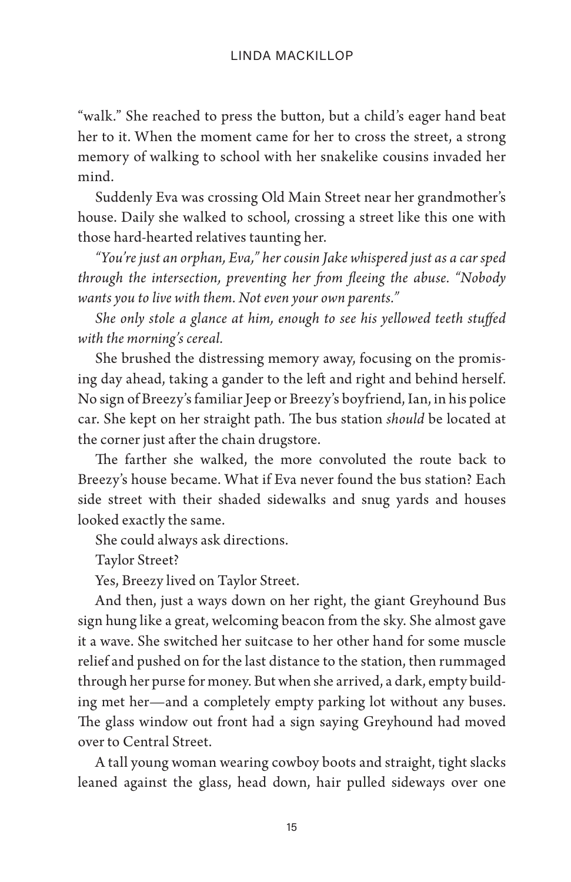"walk." She reached to press the button, but a child's eager hand beat her to it. When the moment came for her to cross the street, a strong memory of walking to school with her snakelike cousins invaded her mind.

Suddenly Eva was crossing Old Main Street near her grandmother's house. Daily she walked to school, crossing a street like this one with those hard-hearted relatives taunting her.

*"You're just an orphan, Eva," her cousin Jake whispered just as a car sped through the intersection, preventing her from fleeing the abuse. "Nobody wants you to live with them. Not even your own parents."*

*She only stole a glance at him, enough to see his yellowed teeth stuffed with the morning's cereal.*

She brushed the distressing memory away, focusing on the promising day ahead, taking a gander to the left and right and behind herself. No sign of Breezy's familiar Jeep or Breezy's boyfriend, Ian, in his police car. She kept on her straight path. The bus station *should* be located at the corner just after the chain drugstore.

The farther she walked, the more convoluted the route back to Breezy's house became. What if Eva never found the bus station? Each side street with their shaded sidewalks and snug yards and houses looked exactly the same.

She could always ask directions.

Taylor Street?

Yes, Breezy lived on Taylor Street.

And then, just a ways down on her right, the giant Greyhound Bus sign hung like a great, welcoming beacon from the sky. She almost gave it a wave. She switched her suitcase to her other hand for some muscle relief and pushed on for the last distance to the station, then rummaged through her purse for money. But when she arrived, a dark, empty building met her—and a completely empty parking lot without any buses. The glass window out front had a sign saying Greyhound had moved over to Central Street.

A tall young woman wearing cowboy boots and straight, tight slacks leaned against the glass, head down, hair pulled sideways over one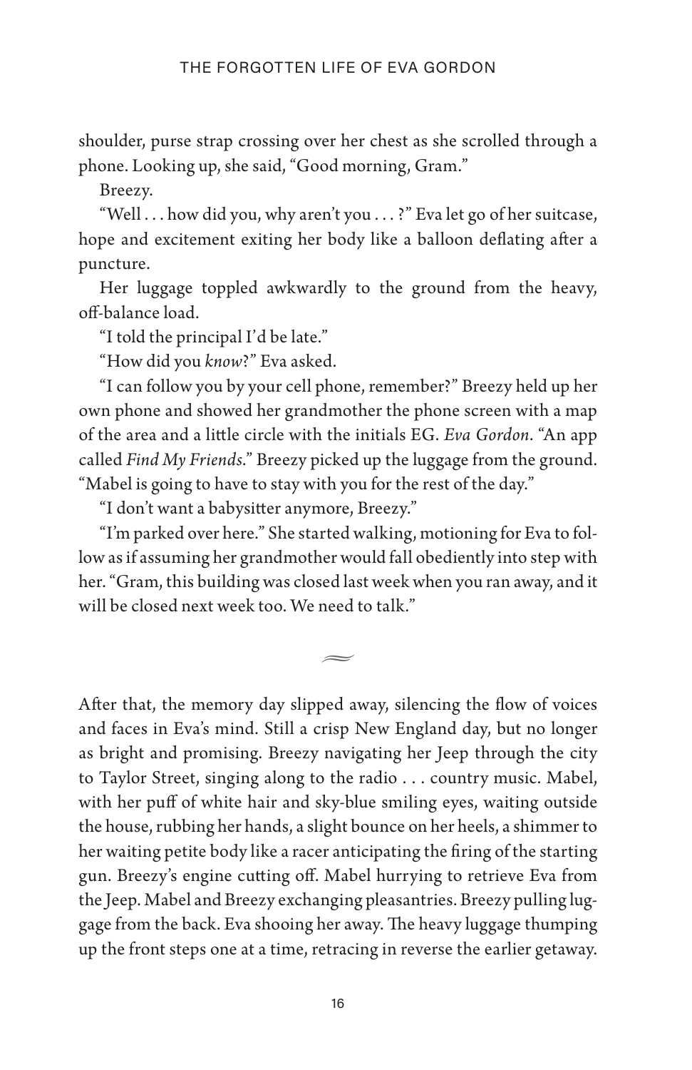shoulder, purse strap crossing over her chest as she scrolled through a phone. Looking up, she said, "Good morning, Gram."

Breezy.

"Well . . . how did you, why aren't you . . . ?" Eva let go of her suitcase, hope and excitement exiting her body like a balloon deflating after a puncture.

Her luggage toppled awkwardly to the ground from the heavy, off-balance load.

"I told the principal I'd be late."

"How did you *know*?" Eva asked.

"I can follow you by your cell phone, remember?" Breezy held up her own phone and showed her grandmother the phone screen with a map of the area and a little circle with the initials EG. *Eva Gordon*. "An app called *Find My Friends*." Breezy picked up the luggage from the ground. "Mabel is going to have to stay with you for the rest of the day."

"I don't want a babysitter anymore, Breezy."

"I'm parked over here." She started walking, motioning for Eva to follow as if assuming her grandmother would fall obediently into step with her. "Gram, this building was closed last week when you ran away, and it will be closed next week too. We need to talk."

≈

After that, the memory day slipped away, silencing the flow of voices and faces in Eva's mind. Still a crisp New England day, but no longer as bright and promising. Breezy navigating her Jeep through the city to Taylor Street, singing along to the radio . . . country music. Mabel, with her puff of white hair and sky-blue smiling eyes, waiting outside the house, rubbing her hands, a slight bounce on her heels, a shimmer to her waiting petite body like a racer anticipating the firing of the starting gun. Breezy's engine cutting off. Mabel hurrying to retrieve Eva from the Jeep. Mabel and Breezy exchanging pleasantries. Breezy pulling luggage from the back. Eva shooing her away. The heavy luggage thumping up the front steps one at a time, retracing in reverse the earlier getaway.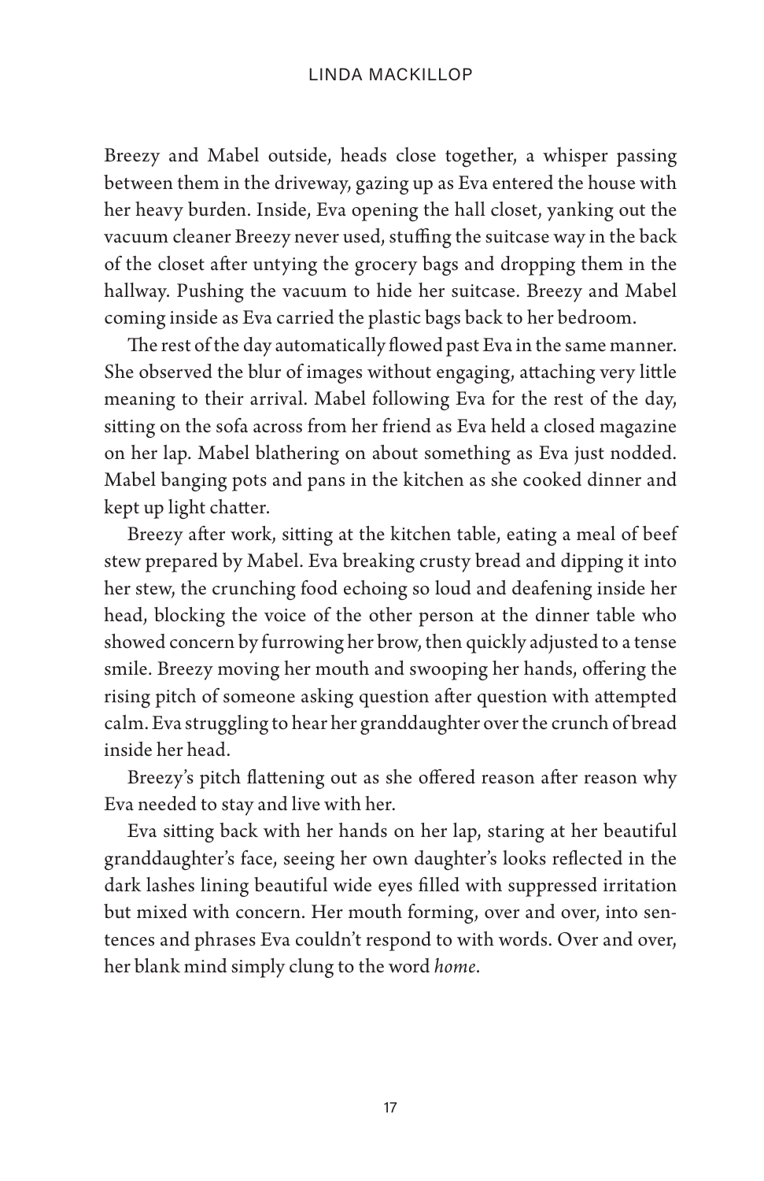Breezy and Mabel outside, heads close together, a whisper passing between them in the driveway, gazing up as Eva entered the house with her heavy burden. Inside, Eva opening the hall closet, yanking out the vacuum cleaner Breezy never used, stuffing the suitcase way in the back of the closet after untying the grocery bags and dropping them in the hallway. Pushing the vacuum to hide her suitcase. Breezy and Mabel coming inside as Eva carried the plastic bags back to her bedroom.

The rest of the day automatically flowed past Eva in the same manner. She observed the blur of images without engaging, attaching very little meaning to their arrival. Mabel following Eva for the rest of the day, sitting on the sofa across from her friend as Eva held a closed magazine on her lap. Mabel blathering on about something as Eva just nodded. Mabel banging pots and pans in the kitchen as she cooked dinner and kept up light chatter.

Breezy after work, sitting at the kitchen table, eating a meal of beef stew prepared by Mabel. Eva breaking crusty bread and dipping it into her stew, the crunching food echoing so loud and deafening inside her head, blocking the voice of the other person at the dinner table who showed concern by furrowing her brow, then quickly adjusted to a tense smile. Breezy moving her mouth and swooping her hands, offering the rising pitch of someone asking question after question with attempted calm. Eva struggling to hear her granddaughter over the crunch of bread inside her head.

Breezy's pitch flattening out as she offered reason after reason why Eva needed to stay and live with her.

Eva sitting back with her hands on her lap, staring at her beautiful granddaughter's face, seeing her own daughter's looks reflected in the dark lashes lining beautiful wide eyes filled with suppressed irritation but mixed with concern. Her mouth forming, over and over, into sentences and phrases Eva couldn't respond to with words. Over and over, her blank mind simply clung to the word *home*.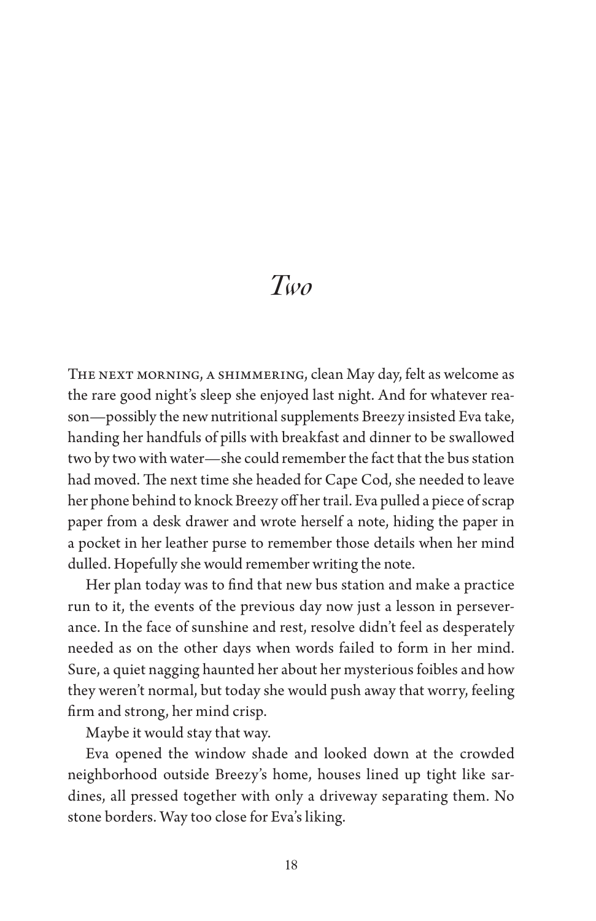# *Two*

The next morning, a shimmering, clean May day, felt as welcome as the rare good night's sleep she enjoyed last night. And for whatever reason—possibly the new nutritional supplements Breezy insisted Eva take, handing her handfuls of pills with breakfast and dinner to be swallowed two by two with water—she could remember the fact that the bus station had moved. The next time she headed for Cape Cod, she needed to leave her phone behind to knock Breezy off her trail. Eva pulled a piece of scrap paper from a desk drawer and wrote herself a note, hiding the paper in a pocket in her leather purse to remember those details when her mind dulled. Hopefully she would remember writing the note.

Her plan today was to find that new bus station and make a practice run to it, the events of the previous day now just a lesson in perseverance. In the face of sunshine and rest, resolve didn't feel as desperately needed as on the other days when words failed to form in her mind. Sure, a quiet nagging haunted her about her mysterious foibles and how they weren't normal, but today she would push away that worry, feeling firm and strong, her mind crisp.

Maybe it would stay that way.

Eva opened the window shade and looked down at the crowded neighborhood outside Breezy's home, houses lined up tight like sardines, all pressed together with only a driveway separating them. No stone borders. Way too close for Eva's liking.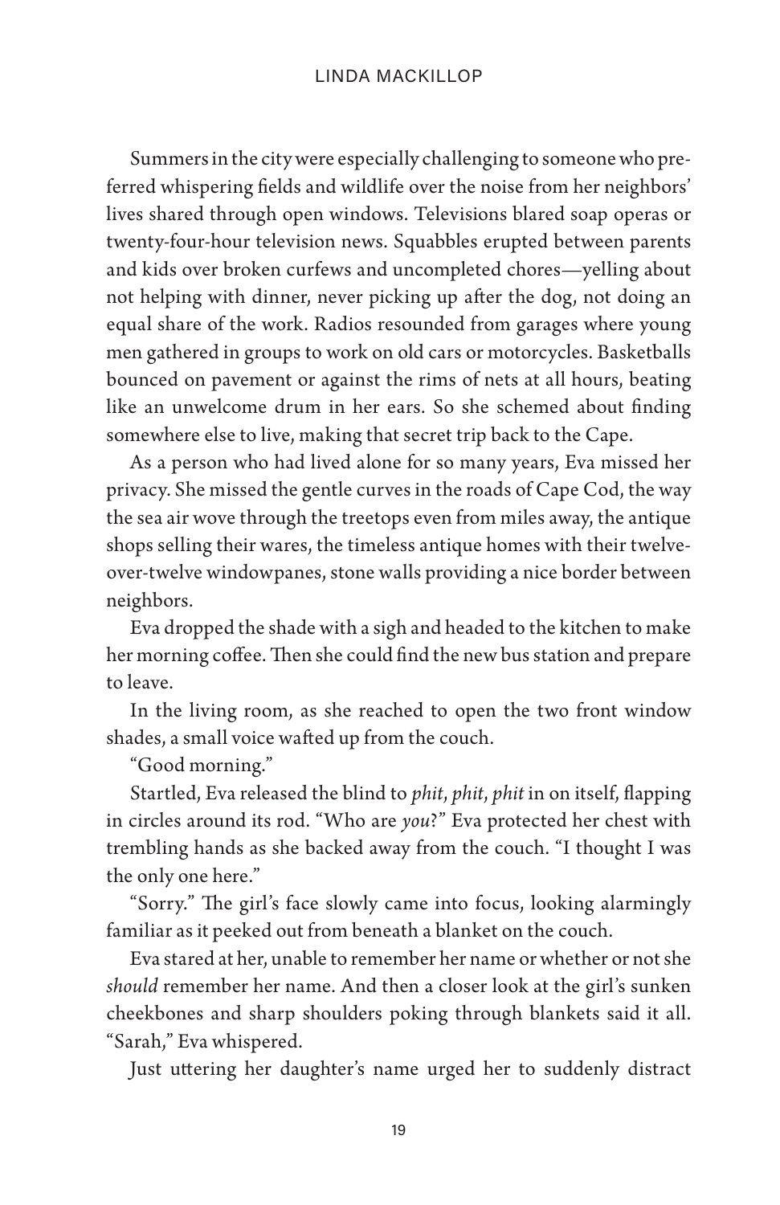Summers in the city were especially challenging to someone who preferred whispering fields and wildlife over the noise from her neighbors' lives shared through open windows. Televisions blared soap operas or twenty-four-hour television news. Squabbles erupted between parents and kids over broken curfews and uncompleted chores—yelling about not helping with dinner, never picking up after the dog, not doing an equal share of the work. Radios resounded from garages where young men gathered in groups to work on old cars or motorcycles. Basketballs bounced on pavement or against the rims of nets at all hours, beating like an unwelcome drum in her ears. So she schemed about finding somewhere else to live, making that secret trip back to the Cape.

As a person who had lived alone for so many years, Eva missed her privacy. She missed the gentle curves in the roads of Cape Cod, the way the sea air wove through the treetops even from miles away, the antique shops selling their wares, the timeless antique homes with their twelve-over-twelve windowpanes, stone walls providing a nice border between neighbors.

Eva dropped the shade with a sigh and headed to the kitchen to make her morning coffee. Then she could find the new bus station and prepare to leave.

In the living room, as she reached to open the two front window shades, a small voice wafted up from the couch.

"Good morning."

Startled, Eva released the blind to *phit, phit, phit* in on itself, flapping in circles around its rod. "Who are *you*?" Eva protected her chest with trembling hands as she backed away from the couch. "I thought I was the only one here."

"Sorry." The girl's face slowly came into focus, looking alarmingly familiar as it peeked out from beneath a blanket on the couch.

Eva stared at her, unable to remember her name or whether or not she *should* remember her name. And then a closer look at the girl's sunken cheekbones and sharp shoulders poking through blankets said it all. "Sarah," Eva whispered.

Just uttering her daughter's name urged her to suddenly distract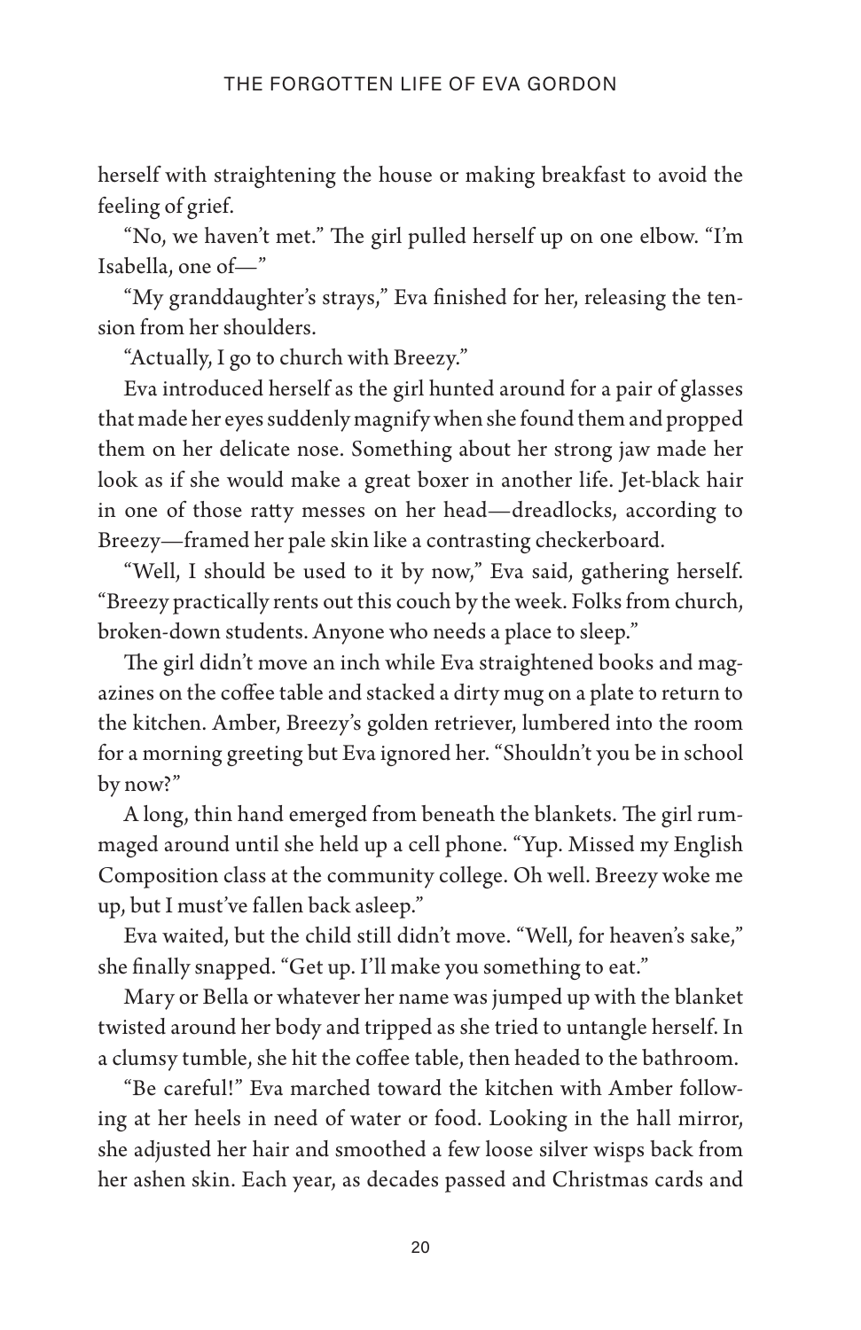herself with straightening the house or making breakfast to avoid the feeling of grief.

"No, we haven't met." The girl pulled herself up on one elbow. "I'm Isabella, one of—"

"My granddaughter's strays," Eva finished for her, releasing the tension from her shoulders.

"Actually, I go to church with Breezy."

Eva introduced herself as the girl hunted around for a pair of glasses that made her eyes suddenly magnify when she found them and propped them on her delicate nose. Something about her strong jaw made her look as if she would make a great boxer in another life. Jet-black hair in one of those ratty messes on her head—dreadlocks, according to Breezy—framed her pale skin like a contrasting checkerboard.

"Well, I should be used to it by now," Eva said, gathering herself. "Breezy practically rents out this couch by the week. Folks from church, broken-down students. Anyone who needs a place to sleep."

The girl didn't move an inch while Eva straightened books and magazines on the coffee table and stacked a dirty mug on a plate to return to the kitchen. Amber, Breezy's golden retriever, lumbered into the room for a morning greeting but Eva ignored her. "Shouldn't you be in school by now?"

A long, thin hand emerged from beneath the blankets. The girl rummaged around until she held up a cell phone. "Yup. Missed my English Composition class at the community college. Oh well. Breezy woke me up, but I must've fallen back asleep."

Eva waited, but the child still didn't move. "Well, for heaven's sake," she finally snapped. "Get up. I'll make you something to eat."

Mary or Bella or whatever her name was jumped up with the blanket twisted around her body and tripped as she tried to untangle herself. In a clumsy tumble, she hit the coffee table, then headed to the bathroom.

"Be careful!" Eva marched toward the kitchen with Amber following at her heels in need of water or food. Looking in the hall mirror, she adjusted her hair and smoothed a few loose silver wisps back from her ashen skin. Each year, as decades passed and Christmas cards and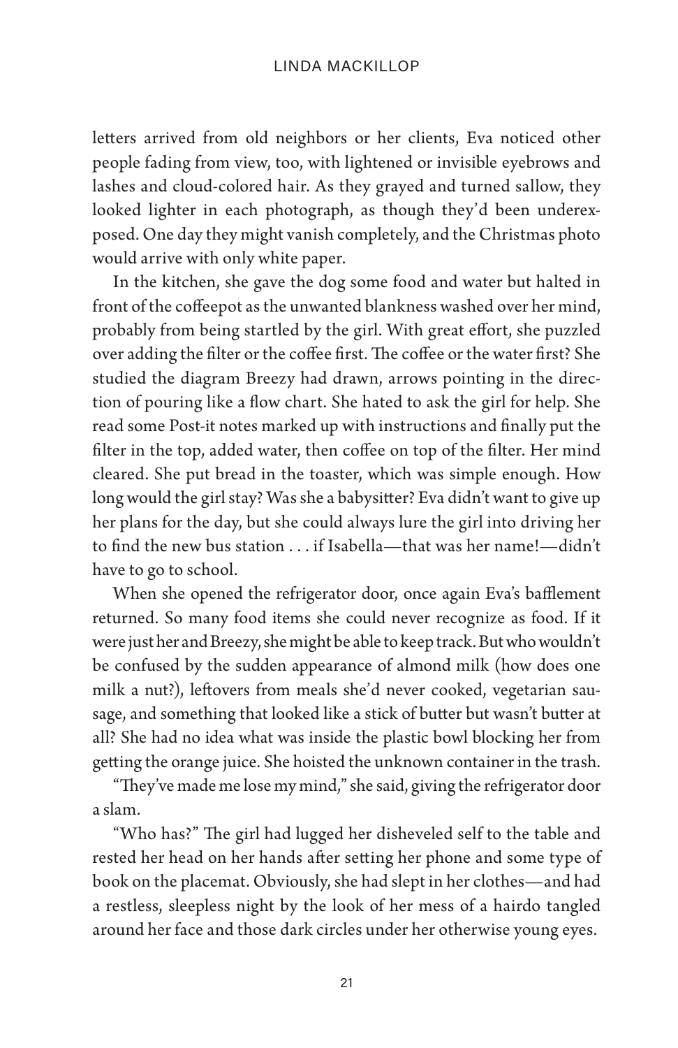letters arrived from old neighbors or her clients, Eva noticed other people fading from view, too, with lightened or invisible eyebrows and lashes and cloud-colored hair. As they grayed and turned sallow, they looked lighter in each photograph, as though they'd been underexposed. One day they might vanish completely, and the Christmas photo would arrive with only white paper.

In the kitchen, she gave the dog some food and water but halted in front of the coffeepot as the unwanted blankness washed over her mind, probably from being startled by the girl. With great effort, she puzzled over adding the filter or the coffee first. The coffee or the water first? She studied the diagram Breezy had drawn, arrows pointing in the direction of pouring like a flow chart. She hated to ask the girl for help. She read some Post-it notes marked up with instructions and finally put the filter in the top, added water, then coffee on top of the filter. Her mind cleared. She put bread in the toaster, which was simple enough. How long would the girl stay? Was she a babysitter? Eva didn't want to give up her plans for the day, but she could always lure the girl into driving her to find the new bus station . . . if Isabella—that was her name!—didn't have to go to school.

When she opened the refrigerator door, once again Eva's bafflement returned. So many food items she could never recognize as food. If it were just her and Breezy, she might be able to keep track. But who wouldn't be confused by the sudden appearance of almond milk (how does one milk a nut?), leftovers from meals she'd never cooked, vegetarian sausage, and something that looked like a stick of butter but wasn't butter at all? She had no idea what was inside the plastic bowl blocking her from getting the orange juice. She hoisted the unknown container in the trash.

"They've made me lose my mind," she said, giving the refrigerator door a slam.

"Who has?" The girl had lugged her disheveled self to the table and rested her head on her hands after setting her phone and some type of book on the placemat. Obviously, she had slept in her clothes—and had a restless, sleepless night by the look of her mess of a hairdo tangled around her face and those dark circles under her otherwise young eyes.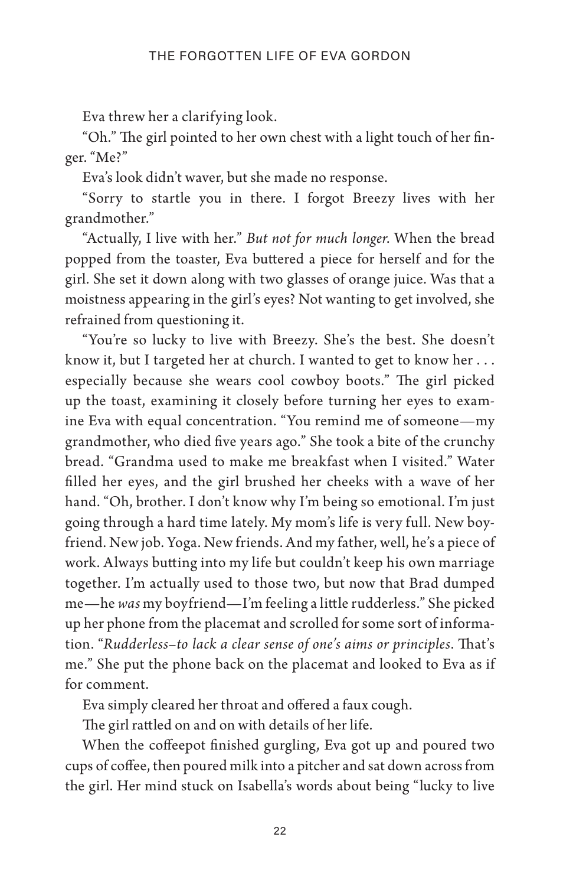Eva threw her a clarifying look.

"Oh." The girl pointed to her own chest with a light touch of her finger. "Me?"

Eva's look didn't waver, but she made no response.

"Sorry to startle you in there. I forgot Breezy lives with her grandmother."

"Actually, I live with her." *But not for much longer.* When the bread popped from the toaster, Eva buttered a piece for herself and for the girl. She set it down along with two glasses of orange juice. Was that a moistness appearing in the girl's eyes? Not wanting to get involved, she refrained from questioning it.

"You're so lucky to live with Breezy. She's the best. She doesn't know it, but I targeted her at church. I wanted to get to know her . . . especially because she wears cool cowboy boots." The girl picked up the toast, examining it closely before turning her eyes to examine Eva with equal concentration. "You remind me of someone—my grandmother, who died five years ago." She took a bite of the crunchy bread. "Grandma used to make me breakfast when I visited." Water filled her eyes, and the girl brushed her cheeks with a wave of her hand. "Oh, brother. I don't know why I'm being so emotional. I'm just going through a hard time lately. My mom's life is very full. New boyfriend. New job. Yoga. New friends. And my father, well, he's a piece of work. Always butting into my life but couldn't keep his own marriage together. I'm actually used to those two, but now that Brad dumped me—he *was* my boyfriend—I'm feeling a little rudderless." She picked up her phone from the placemat and scrolled for some sort of information. "*Rudderless–to lack a clear sense of one's aims or principles*. That's me." She put the phone back on the placemat and looked to Eva as if for comment.

Eva simply cleared her throat and offered a faux cough.

The girl rattled on and on with details of her life.

When the coffeepot finished gurgling, Eva got up and poured two cups of coffee, then poured milk into a pitcher and sat down across from the girl. Her mind stuck on Isabella's words about being "lucky to live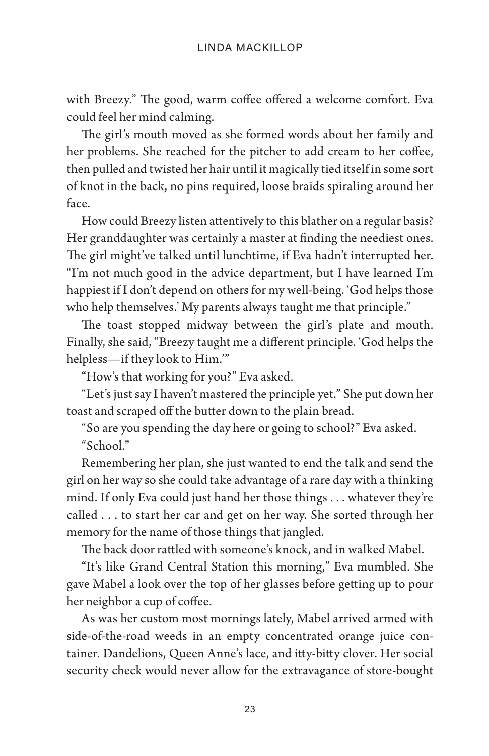with Breezy." The good, warm coffee offered a welcome comfort. Eva could feel her mind calming.

The girl's mouth moved as she formed words about her family and her problems. She reached for the pitcher to add cream to her coffee, then pulled and twisted her hair until it magically tied itself in some sort of knot in the back, no pins required, loose braids spiraling around her face.

How could Breezy listen attentively to this blather on a regular basis? Her granddaughter was certainly a master at finding the neediest ones. The girl might've talked until lunchtime, if Eva hadn't interrupted her. "I'm not much good in the advice department, but I have learned I'm happiest if I don't depend on others for my well-being. 'God helps those who help themselves.' My parents always taught me that principle."

The toast stopped midway between the girl's plate and mouth. Finally, she said, "Breezy taught me a different principle. 'God helps the helpless—if they look to Him.'"

"How's that working for you?" Eva asked.

"Let's just say I haven't mastered the principle yet." She put down her toast and scraped off the butter down to the plain bread.

"So are you spending the day here or going to school?" Eva asked.

"School."

Remembering her plan, she just wanted to end the talk and send the girl on her way so she could take advantage of a rare day with a thinking mind. If only Eva could just hand her those things . . . whatever they're called . . . to start her car and get on her way. She sorted through her memory for the name of those things that jangled.

The back door rattled with someone's knock, and in walked Mabel.

"It's like Grand Central Station this morning," Eva mumbled. She gave Mabel a look over the top of her glasses before getting up to pour her neighbor a cup of coffee.

As was her custom most mornings lately, Mabel arrived armed with side-of-the-road weeds in an empty concentrated orange juice container. Dandelions, Queen Anne's lace, and itty-bitty clover. Her social security check would never allow for the extravagance of store-bought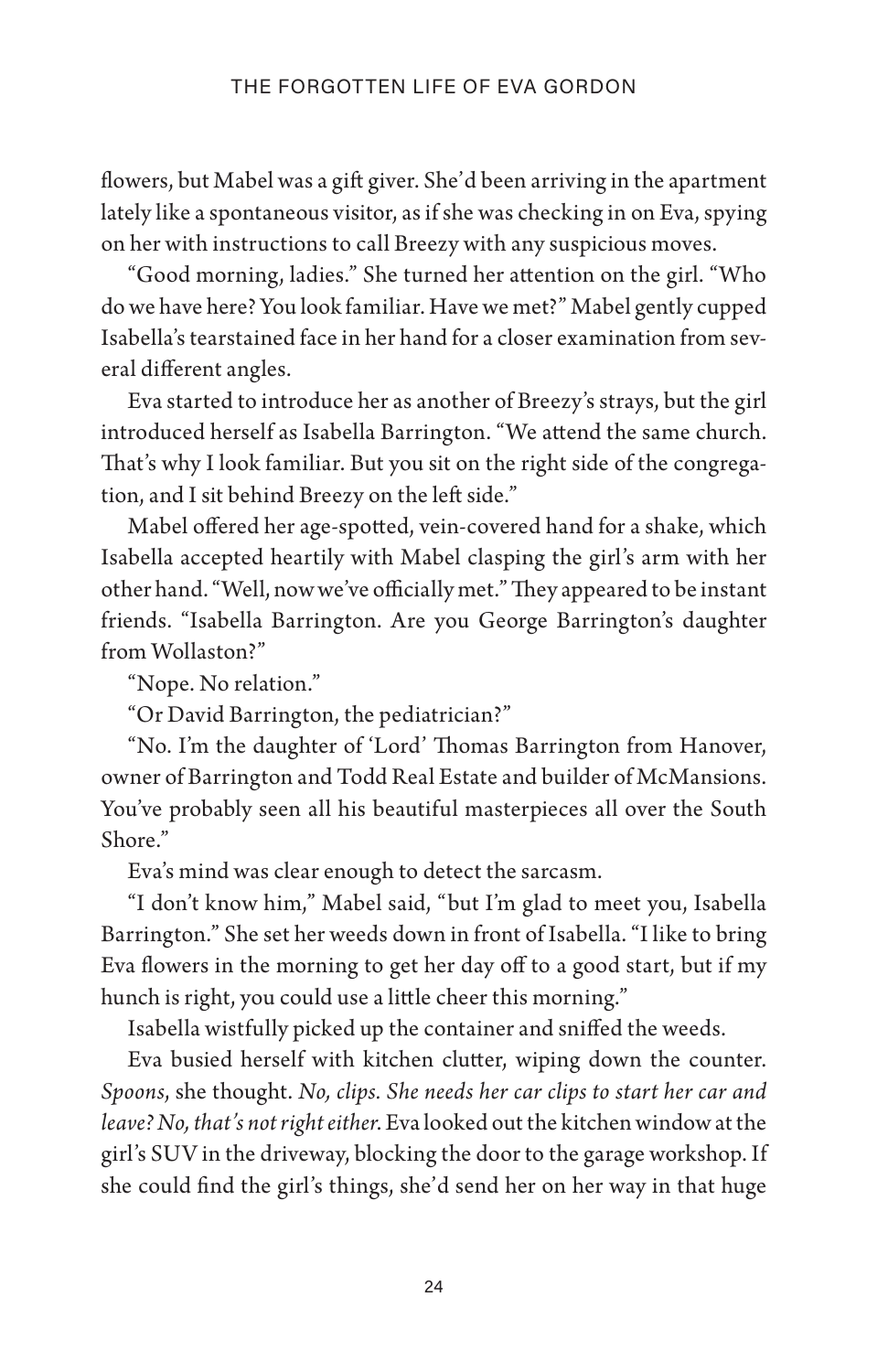flowers, but Mabel was a gift giver. She'd been arriving in the apartment lately like a spontaneous visitor, as if she was checking in on Eva, spying on her with instructions to call Breezy with any suspicious moves.

"Good morning, ladies." She turned her attention on the girl. "Who do we have here? You look familiar. Have we met?" Mabel gently cupped Isabella's tearstained face in her hand for a closer examination from several different angles.

Eva started to introduce her as another of Breezy's strays, but the girl introduced herself as Isabella Barrington. "We attend the same church. That's why I look familiar. But you sit on the right side of the congregation, and I sit behind Breezy on the left side."

Mabel offered her age-spotted, vein-covered hand for a shake, which Isabella accepted heartily with Mabel clasping the girl's arm with her other hand. "Well, now we've officially met." They appeared to be instant friends. "Isabella Barrington. Are you George Barrington's daughter from Wollaston?"

"Nope. No relation."

"Or David Barrington, the pediatrician?"

"No. I'm the daughter of 'Lord' Thomas Barrington from Hanover, owner of Barrington and Todd Real Estate and builder of McMansions. You've probably seen all his beautiful masterpieces all over the South Shore."

Eva's mind was clear enough to detect the sarcasm.

"I don't know him," Mabel said, "but I'm glad to meet you, Isabella Barrington." She set her weeds down in front of Isabella. "I like to bring Eva flowers in the morning to get her day off to a good start, but if my hunch is right, you could use a little cheer this morning."

Isabella wistfully picked up the container and sniffed the weeds.

Eva busied herself with kitchen clutter, wiping down the counter. *Spoons*, she thought. *No, clips. She needs her car clips to start her car and leave? No, that's not right either.* Eva looked out the kitchen window at the girl's SUV in the driveway, blocking the door to the garage workshop. If she could find the girl's things, she'd send her on her way in that huge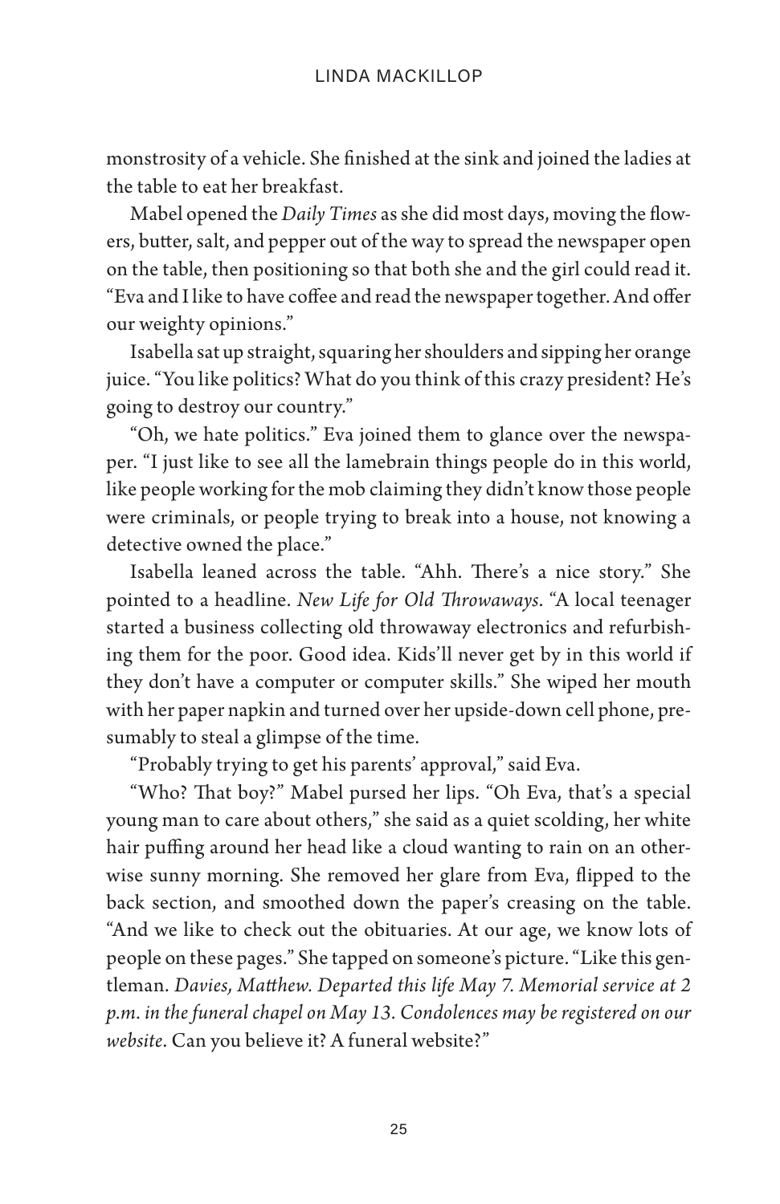monstrosity of a vehicle. She finished at the sink and joined the ladies at the table to eat her breakfast.

Mabel opened the *Daily Times* as she did most days, moving the flowers, butter, salt, and pepper out of the way to spread the newspaper open on the table, then positioning so that both she and the girl could read it. "Eva and I like to have coffee and read the newspaper together. And offer our weighty opinions."

Isabella sat up straight, squaring her shoulders and sipping her orange juice. "You like politics? What do you think of this crazy president? He's going to destroy our country."

"Oh, we hate politics." Eva joined them to glance over the newspaper. "I just like to see all the lamebrain things people do in this world, like people working for the mob claiming they didn't know those people were criminals, or people trying to break into a house, not knowing a detective owned the place."

Isabella leaned across the table. "Ahh. There's a nice story." She pointed to a headline. *New Life for Old Throwaways*. "A local teenager started a business collecting old throwaway electronics and refurbishing them for the poor. Good idea. Kids'll never get by in this world if they don't have a computer or computer skills." She wiped her mouth with her paper napkin and turned over her upside-down cell phone, presumably to steal a glimpse of the time.

"Probably trying to get his parents' approval," said Eva.

"Who? That boy?" Mabel pursed her lips. "Oh Eva, that's a special young man to care about others," she said as a quiet scolding, her white hair puffing around her head like a cloud wanting to rain on an otherwise sunny morning. She removed her glare from Eva, flipped to the back section, and smoothed down the paper's creasing on the table. "And we like to check out the obituaries. At our age, we know lots of people on these pages." She tapped on someone's picture. "Like this gentleman. *Davies, Matthew. Departed this life May 7. Memorial service at 2 p.m. in the funeral chapel on May 13. Condolences may be registered on our website*. Can you believe it? A funeral website?"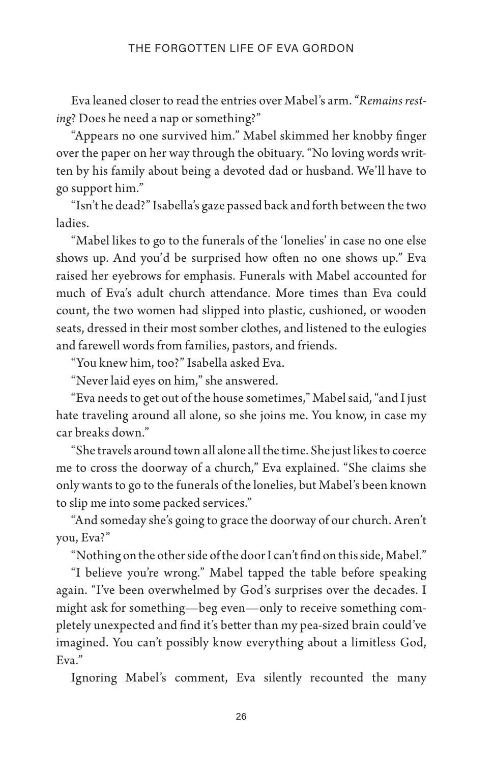Eva leaned closer to read the entries over Mabel's arm. "*Remains resting*? Does he need a nap or something?"

"Appears no one survived him." Mabel skimmed her knobby finger over the paper on her way through the obituary. "No loving words written by his family about being a devoted dad or husband. We'll have to go support him."

"Isn't he dead?" Isabella's gaze passed back and forth between the two ladies.

"Mabel likes to go to the funerals of the 'lonelies' in case no one else shows up. And you'd be surprised how often no one shows up." Eva raised her eyebrows for emphasis. Funerals with Mabel accounted for much of Eva's adult church attendance. More times than Eva could count, the two women had slipped into plastic, cushioned, or wooden seats, dressed in their most somber clothes, and listened to the eulogies and farewell words from families, pastors, and friends.

"You knew him, too?" Isabella asked Eva.

"Never laid eyes on him," she answered.

"Eva needs to get out of the house sometimes," Mabel said, "and I just hate traveling around all alone, so she joins me. You know, in case my car breaks down."

"She travels around town all alone all the time. She just likes to coerce me to cross the doorway of a church," Eva explained. "She claims she only wants to go to the funerals of the lonelies, but Mabel's been known to slip me into some packed services."

"And someday she's going to grace the doorway of our church. Aren't you, Eva?"

"Nothing on the other side of the door I can't find on this side, Mabel."

"I believe you're wrong." Mabel tapped the table before speaking again. "I've been overwhelmed by God's surprises over the decades. I might ask for something—beg even—only to receive something completely unexpected and find it's better than my pea-sized brain could've imagined. You can't possibly know everything about a limitless God, Eva."

Ignoring Mabel's comment, Eva silently recounted the many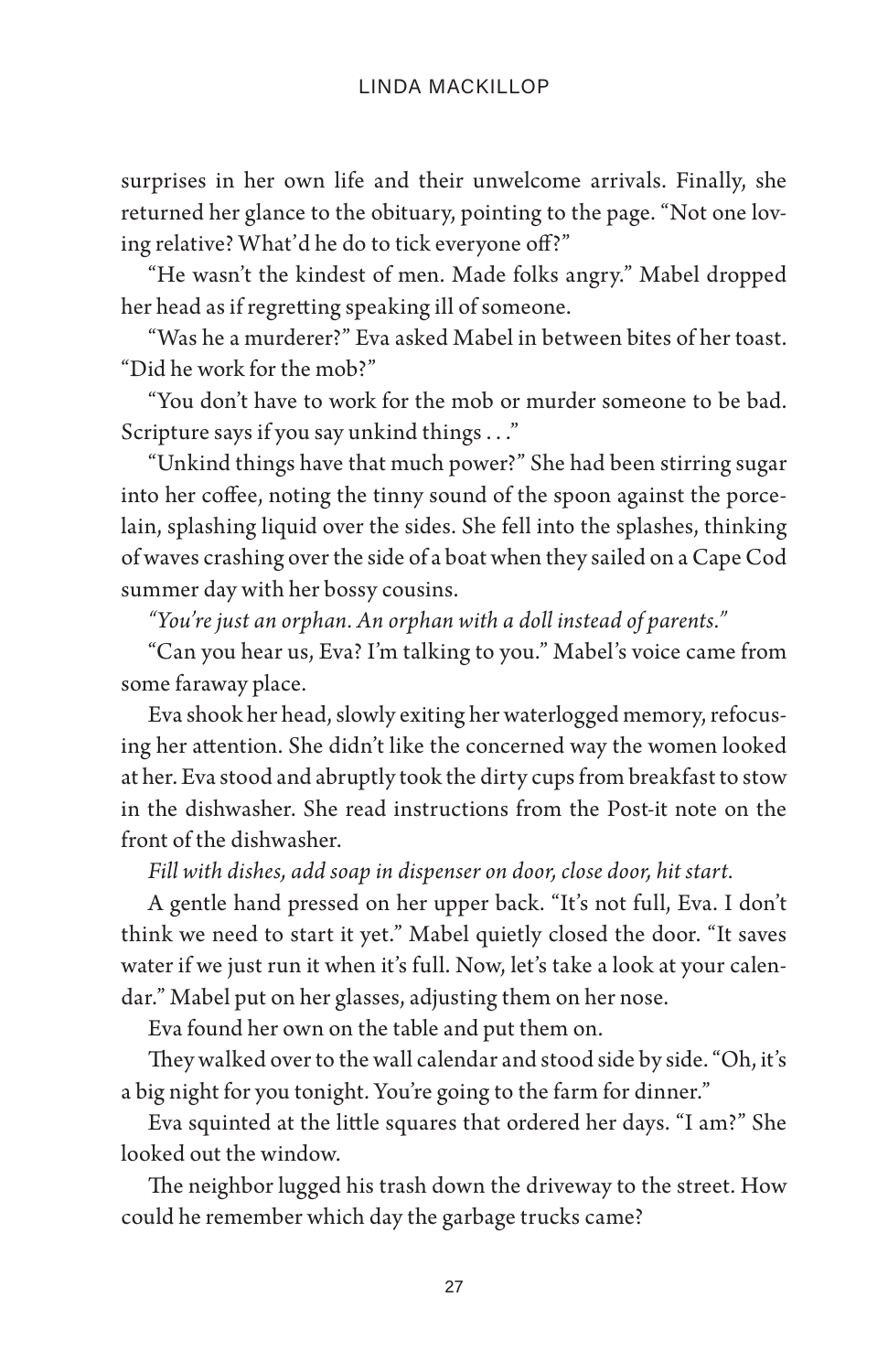surprises in her own life and their unwelcome arrivals. Finally, she returned her glance to the obituary, pointing to the page. "Not one loving relative? What'd he do to tick everyone off?"

"He wasn't the kindest of men. Made folks angry." Mabel dropped her head as if regretting speaking ill of someone.

"Was he a murderer?" Eva asked Mabel in between bites of her toast. "Did he work for the mob?"

"You don't have to work for the mob or murder someone to be bad. Scripture says if you say unkind things . . ."

"Unkind things have that much power?" She had been stirring sugar into her coffee, noting the tinny sound of the spoon against the porcelain, splashing liquid over the sides. She fell into the splashes, thinking of waves crashing over the side of a boat when they sailed on a Cape Cod summer day with her bossy cousins.

*"You're just an orphan. An orphan with a doll instead of parents."*

"Can you hear us, Eva? I'm talking to you." Mabel's voice came from some faraway place.

Eva shook her head, slowly exiting her waterlogged memory, refocusing her attention. She didn't like the concerned way the women looked at her. Eva stood and abruptly took the dirty cups from breakfast to stow in the dishwasher. She read instructions from the Post-it note on the front of the dishwasher.

*Fill with dishes, add soap in dispenser on door, close door, hit start.*

A gentle hand pressed on her upper back. "It's not full, Eva. I don't think we need to start it yet." Mabel quietly closed the door. "It saves water if we just run it when it's full. Now, let's take a look at your calendar." Mabel put on her glasses, adjusting them on her nose.

Eva found her own on the table and put them on.

They walked over to the wall calendar and stood side by side. "Oh, it's a big night for you tonight. You're going to the farm for dinner."

Eva squinted at the little squares that ordered her days. "I am?" She looked out the window.

The neighbor lugged his trash down the driveway to the street. How could he remember which day the garbage trucks came?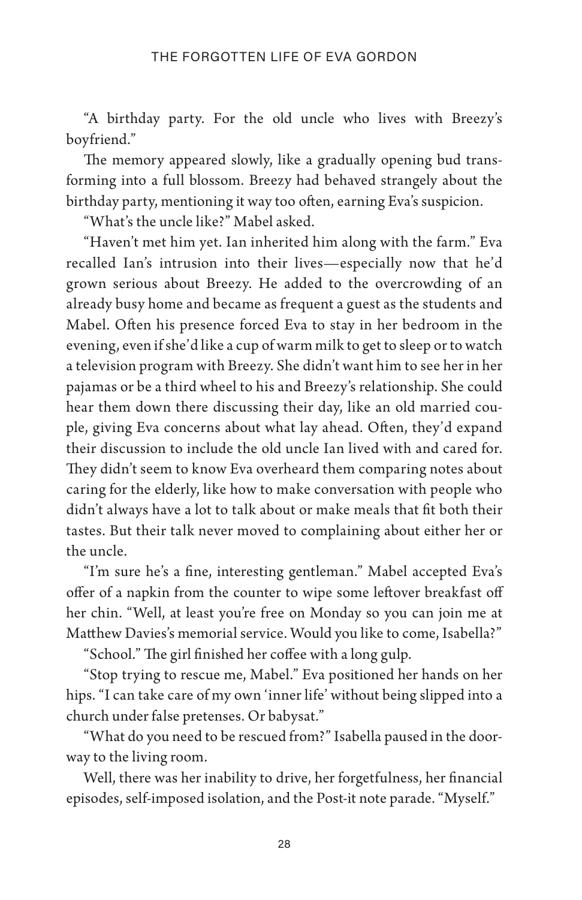"A birthday party. For the old uncle who lives with Breezy's boyfriend."

The memory appeared slowly, like a gradually opening bud transforming into a full blossom. Breezy had behaved strangely about the birthday party, mentioning it way too often, earning Eva's suspicion.

"What's the uncle like?" Mabel asked.

"Haven't met him yet. Ian inherited him along with the farm." Eva recalled Ian's intrusion into their lives—especially now that he'd grown serious about Breezy. He added to the overcrowding of an already busy home and became as frequent a guest as the students and Mabel. Often his presence forced Eva to stay in her bedroom in the evening, even if she'd like a cup of warm milk to get to sleep or to watch a television program with Breezy. She didn't want him to see her in her pajamas or be a third wheel to his and Breezy's relationship. She could hear them down there discussing their day, like an old married couple, giving Eva concerns about what lay ahead. Often, they'd expand their discussion to include the old uncle Ian lived with and cared for. They didn't seem to know Eva overheard them comparing notes about caring for the elderly, like how to make conversation with people who didn't always have a lot to talk about or make meals that fit both their tastes. But their talk never moved to complaining about either her or the uncle.

"I'm sure he's a fine, interesting gentleman." Mabel accepted Eva's offer of a napkin from the counter to wipe some leftover breakfast off her chin. "Well, at least you're free on Monday so you can join me at Matthew Davies's memorial service. Would you like to come, Isabella?"

"School." The girl finished her coffee with a long gulp.

"Stop trying to rescue me, Mabel." Eva positioned her hands on her hips. "I can take care of my own 'inner life' without being slipped into a church under false pretenses. Or babysat."

"What do you need to be rescued from?" Isabella paused in the doorway to the living room.

Well, there was her inability to drive, her forgetfulness, her financial episodes, self-imposed isolation, and the Post-it note parade. "Myself."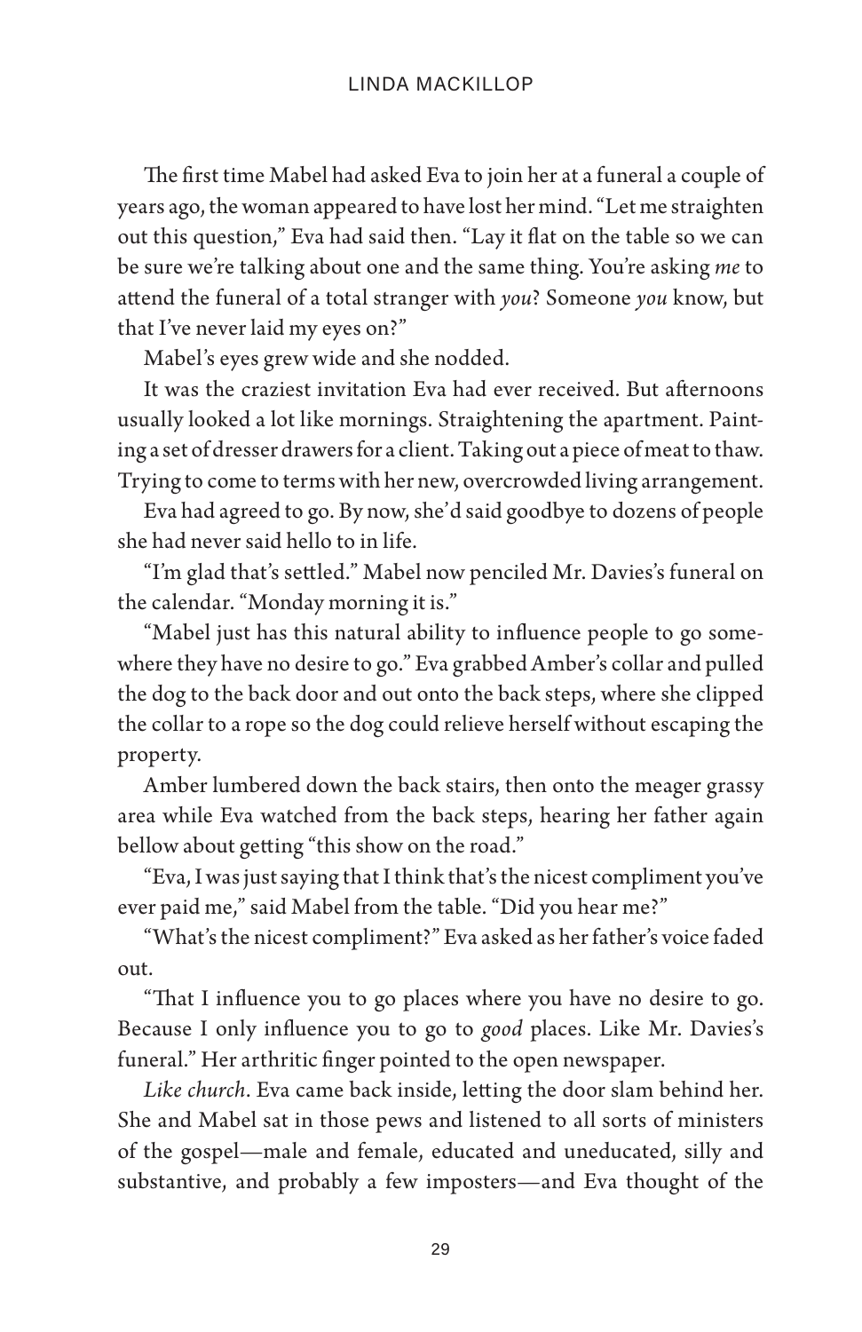The first time Mabel had asked Eva to join her at a funeral a couple of years ago, the woman appeared to have lost her mind. "Let me straighten out this question," Eva had said then. "Lay it flat on the table so we can be sure we're talking about one and the same thing. You're asking *me* to attend the funeral of a total stranger with *you*? Someone *you* know, but that I've never laid my eyes on?"

Mabel's eyes grew wide and she nodded.

It was the craziest invitation Eva had ever received. But afternoons usually looked a lot like mornings. Straightening the apartment. Painting a set of dresser drawers for a client. Taking out a piece of meat to thaw. Trying to come to terms with her new, overcrowded living arrangement.

Eva had agreed to go. By now, she'd said goodbye to dozens of people she had never said hello to in life.

"I'm glad that's settled." Mabel now penciled Mr. Davies's funeral on the calendar. "Monday morning it is."

"Mabel just has this natural ability to influence people to go somewhere they have no desire to go." Eva grabbed Amber's collar and pulled the dog to the back door and out onto the back steps, where she clipped the collar to a rope so the dog could relieve herself without escaping the property.

Amber lumbered down the back stairs, then onto the meager grassy area while Eva watched from the back steps, hearing her father again bellow about getting "this show on the road."

"Eva, I was just saying that I think that's the nicest compliment you've ever paid me," said Mabel from the table. "Did you hear me?"

"What's the nicest compliment?" Eva asked as her father's voice faded out.

"That I influence you to go places where you have no desire to go. Because I only influence you to go to *good* places. Like Mr. Davies's funeral." Her arthritic finger pointed to the open newspaper.

*Like church*. Eva came back inside, letting the door slam behind her. She and Mabel sat in those pews and listened to all sorts of ministers of the gospel—male and female, educated and uneducated, silly and substantive, and probably a few imposters—and Eva thought of the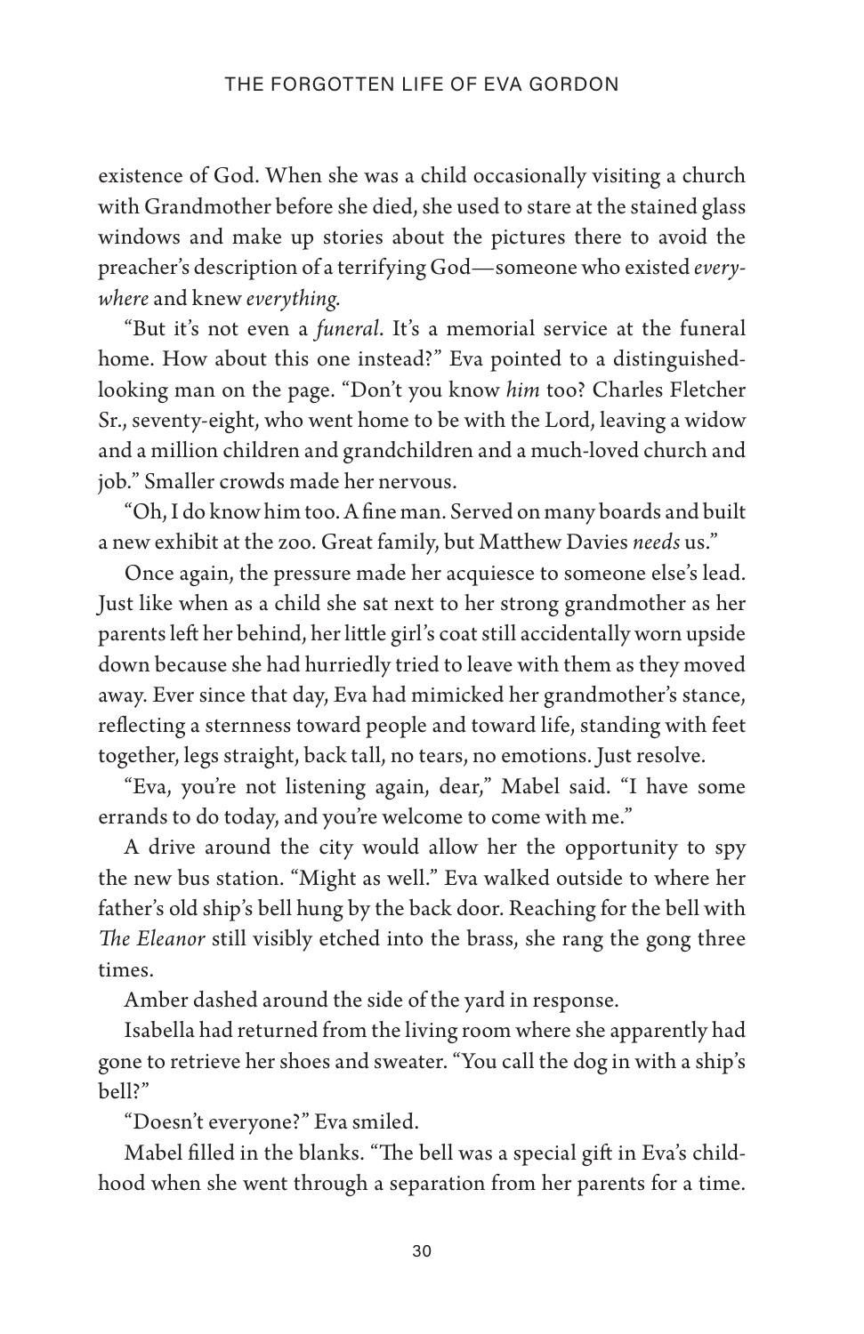existence of God. When she was a child occasionally visiting a church with Grandmother before she died, she used to stare at the stained glass windows and make up stories about the pictures there to avoid the preacher's description of a terrifying God—someone who existed *everywhere* and knew *everything*.

"But it's not even a *funeral*. It's a memorial service at the funeral home. How about this one instead?" Eva pointed to a distinguished-looking man on the page. "Don't you know *him* too? Charles Fletcher Sr., seventy-eight, who went home to be with the Lord, leaving a widow and a million children and grandchildren and a much-loved church and job." Smaller crowds made her nervous.

"Oh, I do know him too. A fine man. Served on many boards and built a new exhibit at the zoo. Great family, but Matthew Davies *needs* us."

Once again, the pressure made her acquiesce to someone else's lead. Just like when as a child she sat next to her strong grandmother as her parents left her behind, her little girl's coat still accidentally worn upside down because she had hurriedly tried to leave with them as they moved away. Ever since that day, Eva had mimicked her grandmother's stance, reflecting a sternness toward people and toward life, standing with feet together, legs straight, back tall, no tears, no emotions. Just resolve.

"Eva, you're not listening again, dear," Mabel said. "I have some errands to do today, and you're welcome to come with me."

A drive around the city would allow her the opportunity to spy the new bus station. "Might as well." Eva walked outside to where her father's old ship's bell hung by the back door. Reaching for the bell with *The Eleanor* still visibly etched into the brass, she rang the gong three times.

Amber dashed around the side of the yard in response.

Isabella had returned from the living room where she apparently had gone to retrieve her shoes and sweater. "You call the dog in with a ship's bell?"

"Doesn't everyone?" Eva smiled.

Mabel filled in the blanks. "The bell was a special gift in Eva's childhood when she went through a separation from her parents for a time.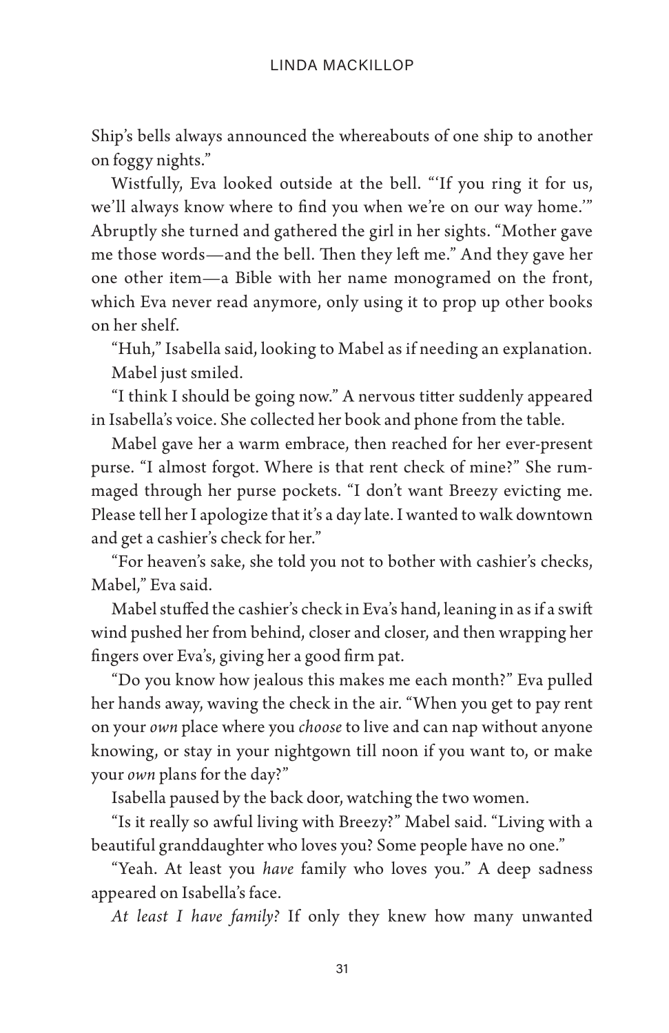Ship's bells always announced the whereabouts of one ship to another on foggy nights."

Wistfully, Eva looked outside at the bell. "'If you ring it for us, we'll always know where to find you when we're on our way home.'" Abruptly she turned and gathered the girl in her sights. "Mother gave me those words—and the bell. Then they left me." And they gave her one other item—a Bible with her name monogramed on the front, which Eva never read anymore, only using it to prop up other books on her shelf.

"Huh," Isabella said, looking to Mabel as if needing an explanation.

Mabel just smiled.

"I think I should be going now." A nervous titter suddenly appeared in Isabella's voice. She collected her book and phone from the table.

Mabel gave her a warm embrace, then reached for her ever-present purse. "I almost forgot. Where is that rent check of mine?" She rummaged through her purse pockets. "I don't want Breezy evicting me. Please tell her I apologize that it's a day late. I wanted to walk downtown and get a cashier's check for her."

"For heaven's sake, she told you not to bother with cashier's checks, Mabel," Eva said.

Mabel stuffed the cashier's check in Eva's hand, leaning in as if a swift wind pushed her from behind, closer and closer, and then wrapping her fingers over Eva's, giving her a good firm pat.

"Do you know how jealous this makes me each month?" Eva pulled her hands away, waving the check in the air. "When you get to pay rent on your *own* place where you *choose* to live and can nap without anyone knowing, or stay in your nightgown till noon if you want to, or make your *own* plans for the day?"

Isabella paused by the back door, watching the two women.

"Is it really so awful living with Breezy?" Mabel said. "Living with a beautiful granddaughter who loves you? Some people have no one."

"Yeah. At least you *have* family who loves you." A deep sadness appeared on Isabella's face.

*At least I have family?* If only they knew how many unwanted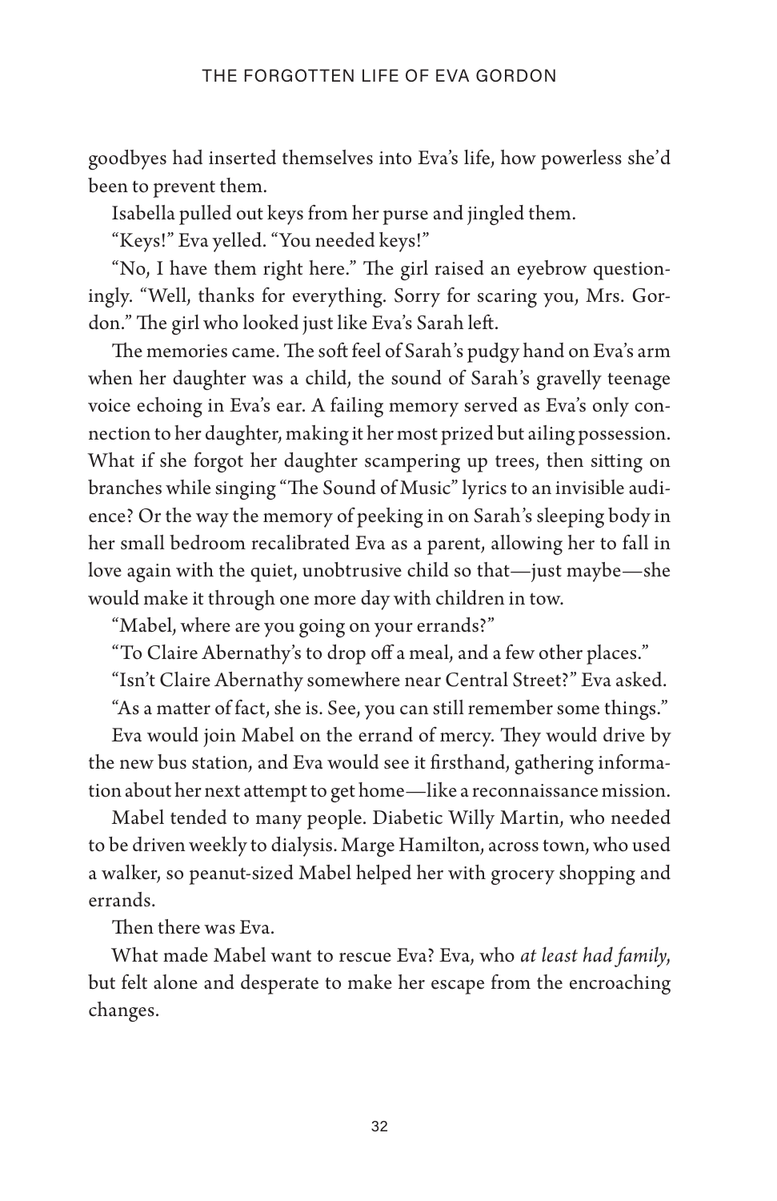goodbyes had inserted themselves into Eva's life, how powerless she'd been to prevent them.

Isabella pulled out keys from her purse and jingled them.

"Keys!" Eva yelled. "You needed keys!"

"No, I have them right here." The girl raised an eyebrow questioningly. "Well, thanks for everything. Sorry for scaring you, Mrs. Gordon." The girl who looked just like Eva's Sarah left.

The memories came. The soft feel of Sarah's pudgy hand on Eva's arm when her daughter was a child, the sound of Sarah's gravelly teenage voice echoing in Eva's ear. A failing memory served as Eva's only connection to her daughter, making it her most prized but ailing possession. What if she forgot her daughter scampering up trees, then sitting on branches while singing "The Sound of Music" lyrics to an invisible audience? Or the way the memory of peeking in on Sarah's sleeping body in her small bedroom recalibrated Eva as a parent, allowing her to fall in love again with the quiet, unobtrusive child so that—just maybe—she would make it through one more day with children in tow.

"Mabel, where are you going on your errands?"

"To Claire Abernathy's to drop off a meal, and a few other places."

"Isn't Claire Abernathy somewhere near Central Street?" Eva asked.

"As a matter of fact, she is. See, you can still remember some things."

Eva would join Mabel on the errand of mercy. They would drive by the new bus station, and Eva would see it firsthand, gathering information about her next attempt to get home—like a reconnaissance mission.

Mabel tended to many people. Diabetic Willy Martin, who needed to be driven weekly to dialysis. Marge Hamilton, across town, who used a walker, so peanut-sized Mabel helped her with grocery shopping and errands.

Then there was Eva.

What made Mabel want to rescue Eva? Eva, who *at least had family*, but felt alone and desperate to make her escape from the encroaching changes.